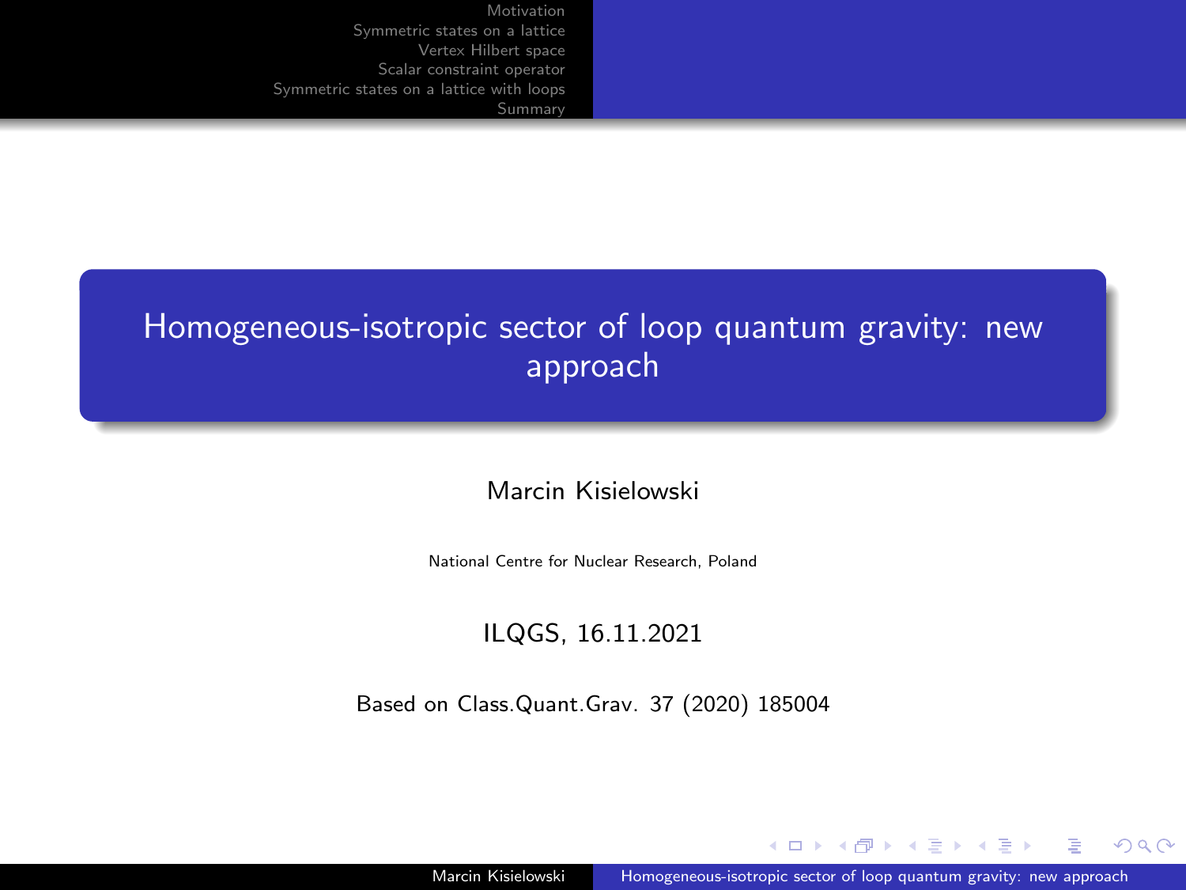# Homogeneous-isotropic sector of loop quantum gravity: new approach

Marcin Kisielowski

National Centre for Nuclear Research, Poland

ILQGS, 16.11.2021

Based on Class.Quant.Grav. 37 (2020) 185004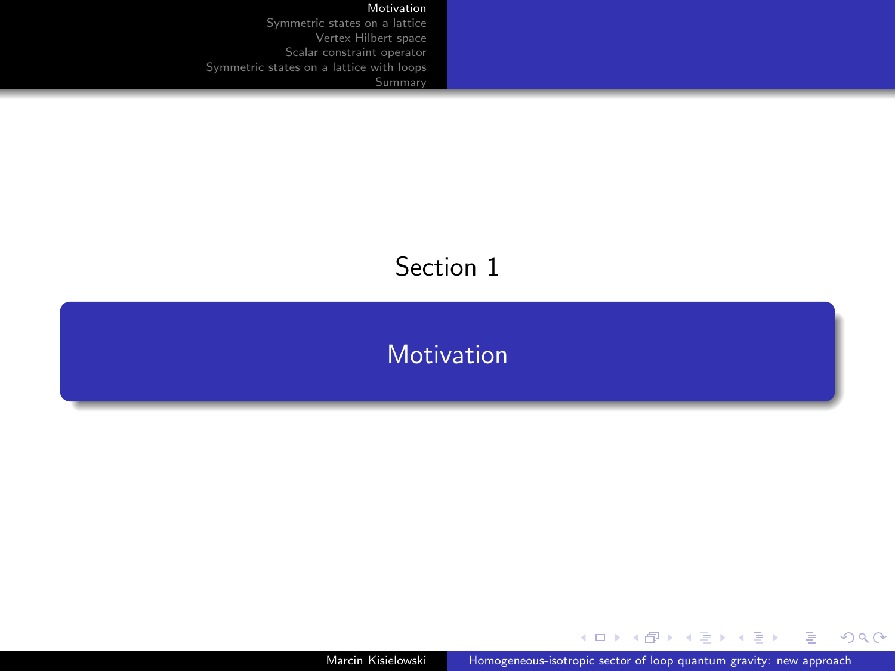Section 1

# Motivation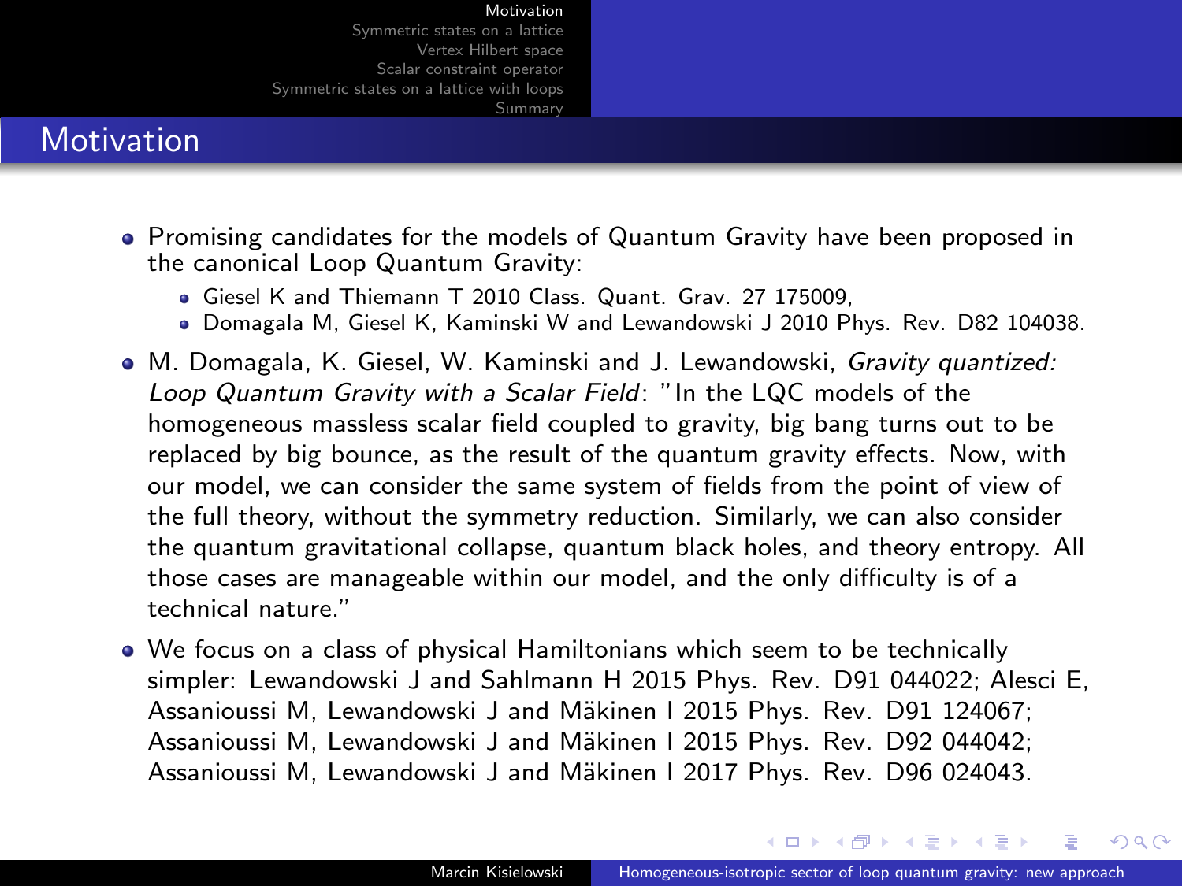# Motivation

- Promising candidates for the models of Quantum Gravity have been proposed in the canonical Loop Quantum Gravity:
  - Giesel K and Thiemann T 2010 Class. Quant. Grav. 27 175009,
  - Domagala M, Giesel K, Kaminski W and Lewandowski J 2010 Phys. Rev. D82 104038.
- M. Domagala, K. Giesel, W. Kaminski and J. Lewandowski, *Gravity quantized: Loop Quantum Gravity with a Scalar Field*: "In the LQC models of the homogeneous massless scalar field coupled to gravity, big bang turns out to be replaced by big bounce, as the result of the quantum gravity effects. Now, with our model, we can consider the same system of fields from the point of view of the full theory, without the symmetry reduction. Similarly, we can also consider the quantum gravitational collapse, quantum black holes, and theory entropy. All those cases are manageable within our model, and the only difficulty is of a technical nature."
- We focus on a class of physical Hamiltonians which seem to be technically simpler: Lewandowski J and Sahlmann H 2015 Phys. Rev. D91 044022; Alesci E, Assanioussi M, Lewandowski J and Mäkinen I 2015 Phys. Rev. D91 124067; Assanioussi M, Lewandowski J and Mäkinen I 2015 Phys. Rev. D92 044042; Assanioussi M, Lewandowski J and Mäkinen I 2017 Phys. Rev. D96 024043.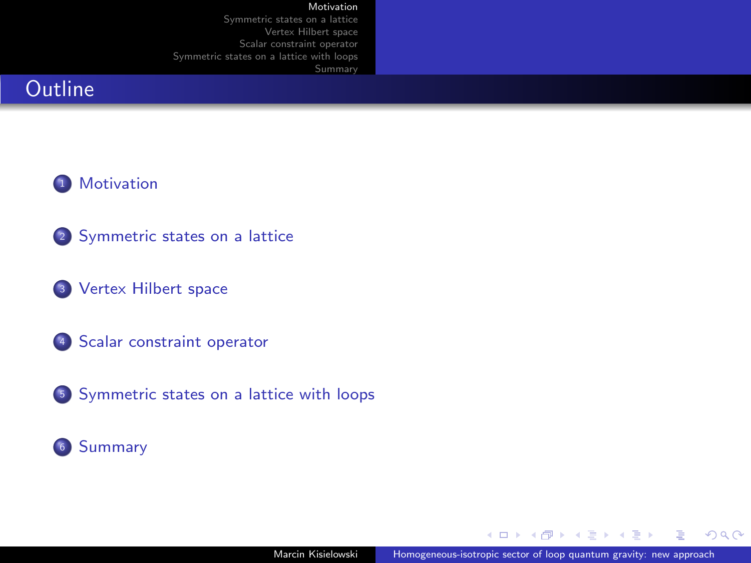# Outline

1. Motivation
2. Symmetric states on a lattice
3. Vertex Hilbert space
4. Scalar constraint operator
5. Symmetric states on a lattice with loops
6. Summary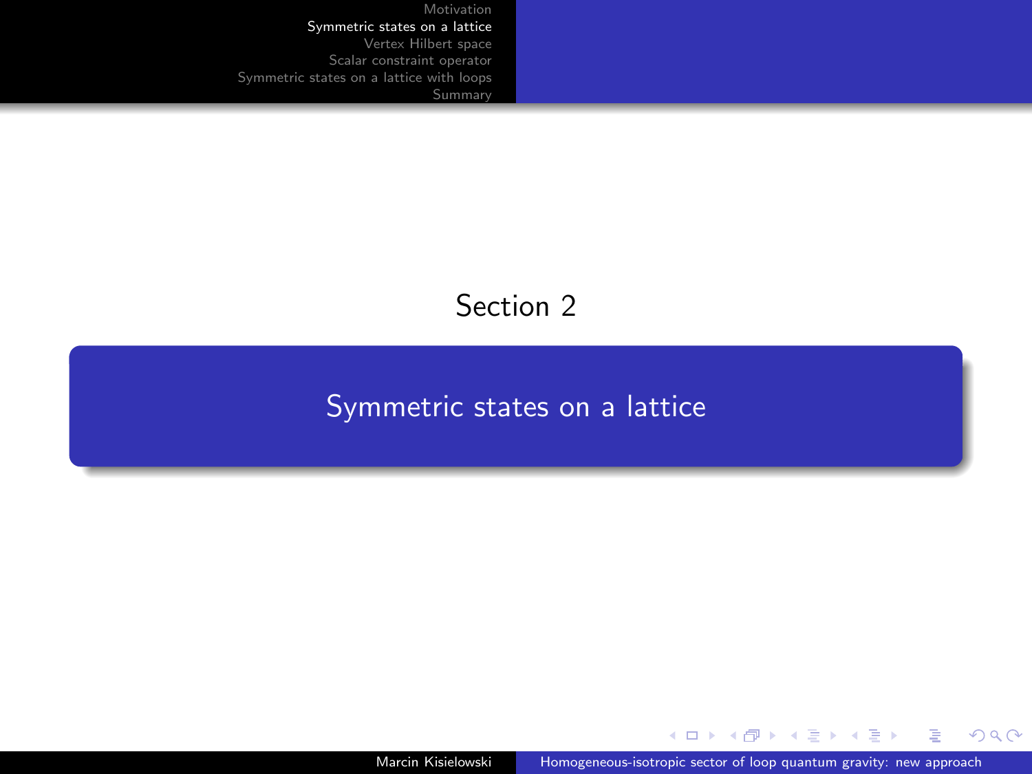# Section 2

## Symmetric states on a lattice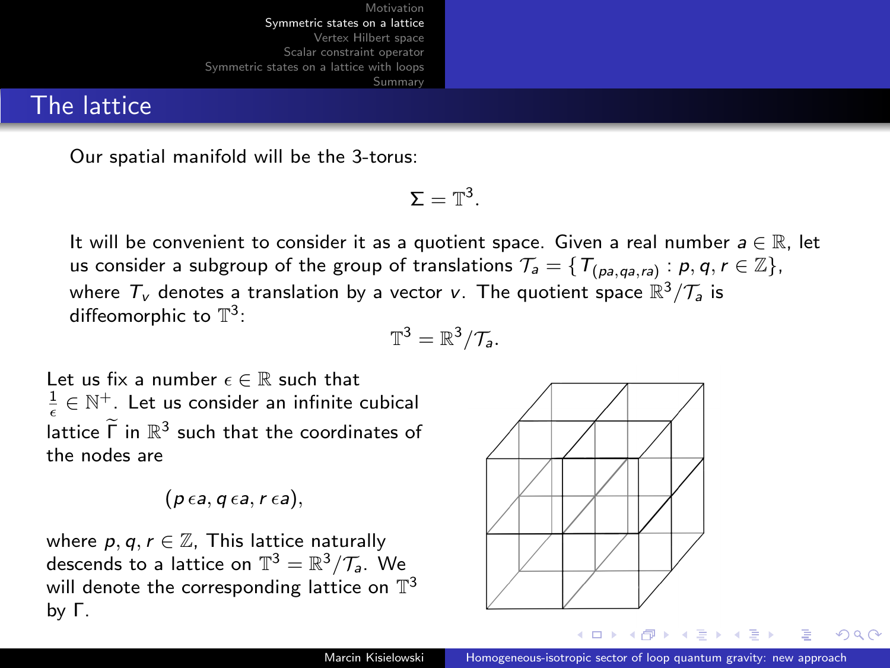## The lattice

Our spatial manifold will be the 3-torus:

$$\Sigma = \mathbb{T}^3.$$

It will be convenient to consider it as a quotient space. Given a real number $a \in \mathbb{R}$, let us consider a subgroup of the group of translations $\mathcal{T}_a = \{T_{(pa,qa,ra)} : p, q, r \in \mathbb{Z}\}$, where $T_v$ denotes a translation by a vector $v$. The quotient space $\mathbb{R}^3/\mathcal{T}_a$ is diffeomorphic to $\mathbb{T}^3$:

$$\mathbb{T}^3 = \mathbb{R}^3/\mathcal{T}_a.$$

Let us fix a number $\epsilon \in \mathbb{R}$ such that $\frac{1}{\epsilon} \in \mathbb{N}^+$. Let us consider an infinite cubical lattice $\widetilde{\Gamma}$ in $\mathbb{R}^3$ such that the coordinates of the nodes are

$$(p\,\epsilon a, q\,\epsilon a, r\,\epsilon a),$$

where $p, q, r \in \mathbb{Z}$, This lattice naturally descends to a lattice on $\mathbb{T}^3 = \mathbb{R}^3/\mathcal{T}_a$. We will denote the corresponding lattice on $\mathbb{T}^3$ by $\Gamma$.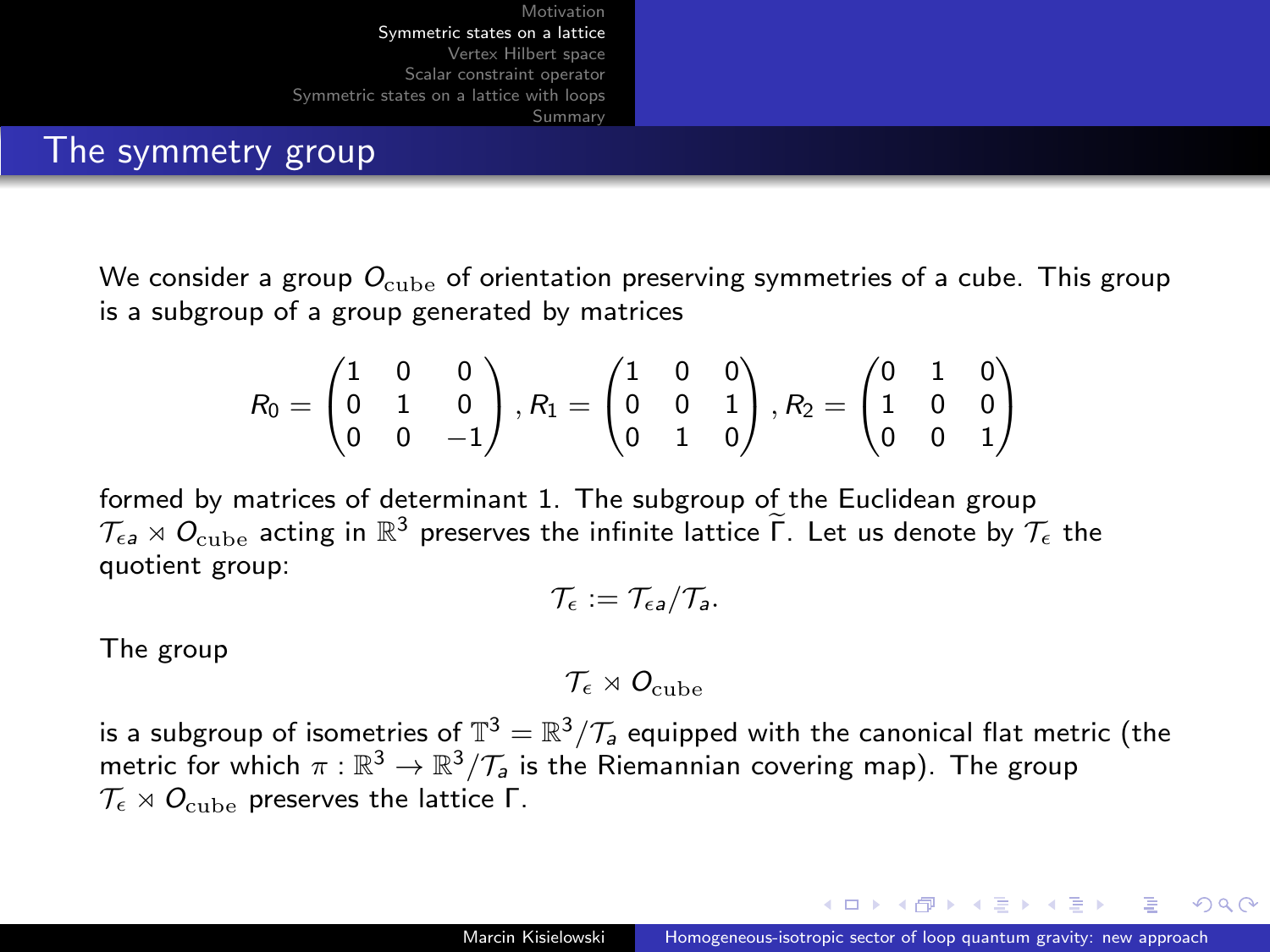## The symmetry group

We consider a group $O_{\mathrm{cube}}$ of orientation preserving symmetries of a cube. This group is a subgroup of a group generated by matrices

$$R_0 = \begin{pmatrix} 1 & 0 & 0 \\ 0 & 1 & 0 \\ 0 & 0 & -1 \end{pmatrix}, R_1 = \begin{pmatrix} 1 & 0 & 0 \\ 0 & 0 & 1 \\ 0 & 1 & 0 \end{pmatrix}, R_2 = \begin{pmatrix} 0 & 1 & 0 \\ 1 & 0 & 0 \\ 0 & 0 & 1 \end{pmatrix}$$

formed by matrices of determinant 1. The subgroup of the Euclidean group $\mathcal{T}_{\epsilon a} \rtimes O_{\mathrm{cube}}$ acting in $\mathbb{R}^3$ preserves the infinite lattice $\widetilde{\Gamma}$. Let us denote by $\mathcal{T}_\epsilon$ the quotient group:

$$\mathcal{T}_\epsilon := \mathcal{T}_{\epsilon a}/\mathcal{T}_a.$$

The group

$$\mathcal{T}_\epsilon \rtimes O_{\mathrm{cube}}$$

is a subgroup of isometries of $\mathbb{T}^3 = \mathbb{R}^3/\mathcal{T}_a$ equipped with the canonical flat metric (the metric for which $\pi : \mathbb{R}^3 \to \mathbb{R}^3/\mathcal{T}_a$ is the Riemannian covering map). The group $\mathcal{T}_\epsilon \rtimes O_{\mathrm{cube}}$ preserves the lattice $\Gamma$.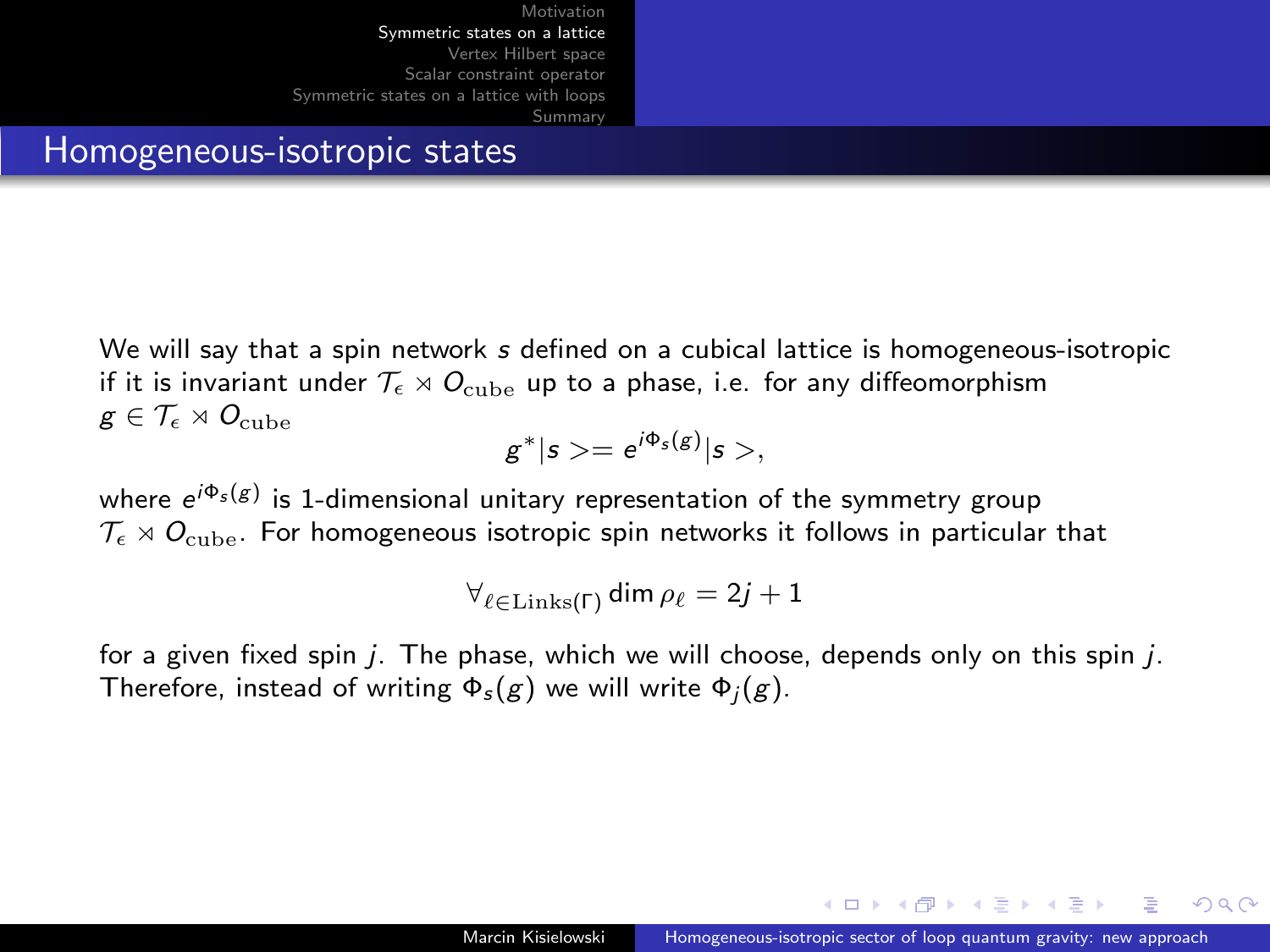## Homogeneous-isotropic states

We will say that a spin network $s$ defined on a cubical lattice is homogeneous-isotropic if it is invariant under $\mathcal{T}_\epsilon \rtimes O_{\rm cube}$ up to a phase, i.e. for any diffeomorphism $g \in \mathcal{T}_\epsilon \rtimes O_{\rm cube}$

$$g^*|s>= e^{i\Phi_s(g)}|s>,$$

where $e^{i\Phi_s(g)}$ is 1-dimensional unitary representation of the symmetry group $\mathcal{T}_\epsilon \rtimes O_{\rm cube}$. For homogeneous isotropic spin networks it follows in particular that

$$\forall_{\ell\in{\rm Links}(\Gamma)} \dim\rho_\ell = 2j+1$$

for a given fixed spin $j$. The phase, which we will choose, depends only on this spin $j$. Therefore, instead of writing $\Phi_s(g)$ we will write $\Phi_j(g)$.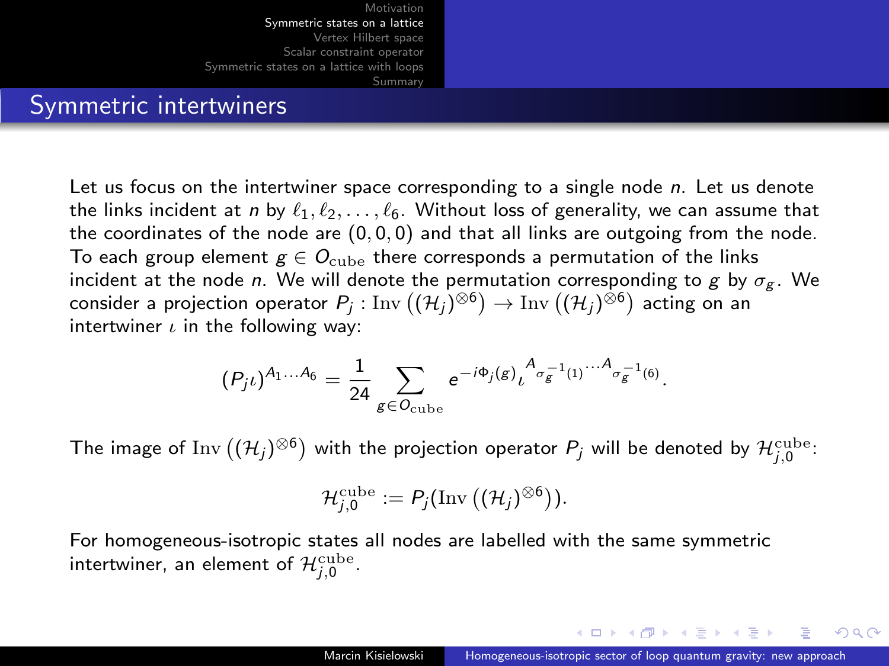## Symmetric intertwiners

Let us focus on the intertwiner space corresponding to a single node $n$. Let us denote the links incident at $n$ by $\ell_1, \ell_2, \ldots, \ell_6$. Without loss of generality, we can assume that the coordinates of the node are $(0,0,0)$ and that all links are outgoing from the node. To each group element $g \in O_{\mathrm{cube}}$ there corresponds a permutation of the links incident at the node $n$. We will denote the permutation corresponding to $g$ by $\sigma_g$. We consider a projection operator $P_j : \mathrm{Inv}\left((\mathcal{H}_j)^{\otimes 6}\right) \to \mathrm{Inv}\left((\mathcal{H}_j)^{\otimes 6}\right)$ acting on an intertwiner $\iota$ in the following way:

$$(P_j \iota)^{A_1 \ldots A_6} = \frac{1}{24} \sum_{g \in O_{\mathrm{cube}}} e^{-i\Phi_j(g)} \iota^{A_{\sigma_g^{-1}(1)} \ldots A_{\sigma_g^{-1}(6)}}.$$

The image of $\mathrm{Inv}\left((\mathcal{H}_j)^{\otimes 6}\right)$ with the projection operator $P_j$ will be denoted by $\mathcal{H}^{\mathrm{cube}}_{j,0}$:

$$\mathcal{H}^{\mathrm{cube}}_{j,0} := P_j(\mathrm{Inv}\left((\mathcal{H}_j)^{\otimes 6}\right)).$$

For homogeneous-isotropic states all nodes are labelled with the same symmetric intertwiner, an element of $\mathcal{H}^{\mathrm{cube}}_{j,0}$.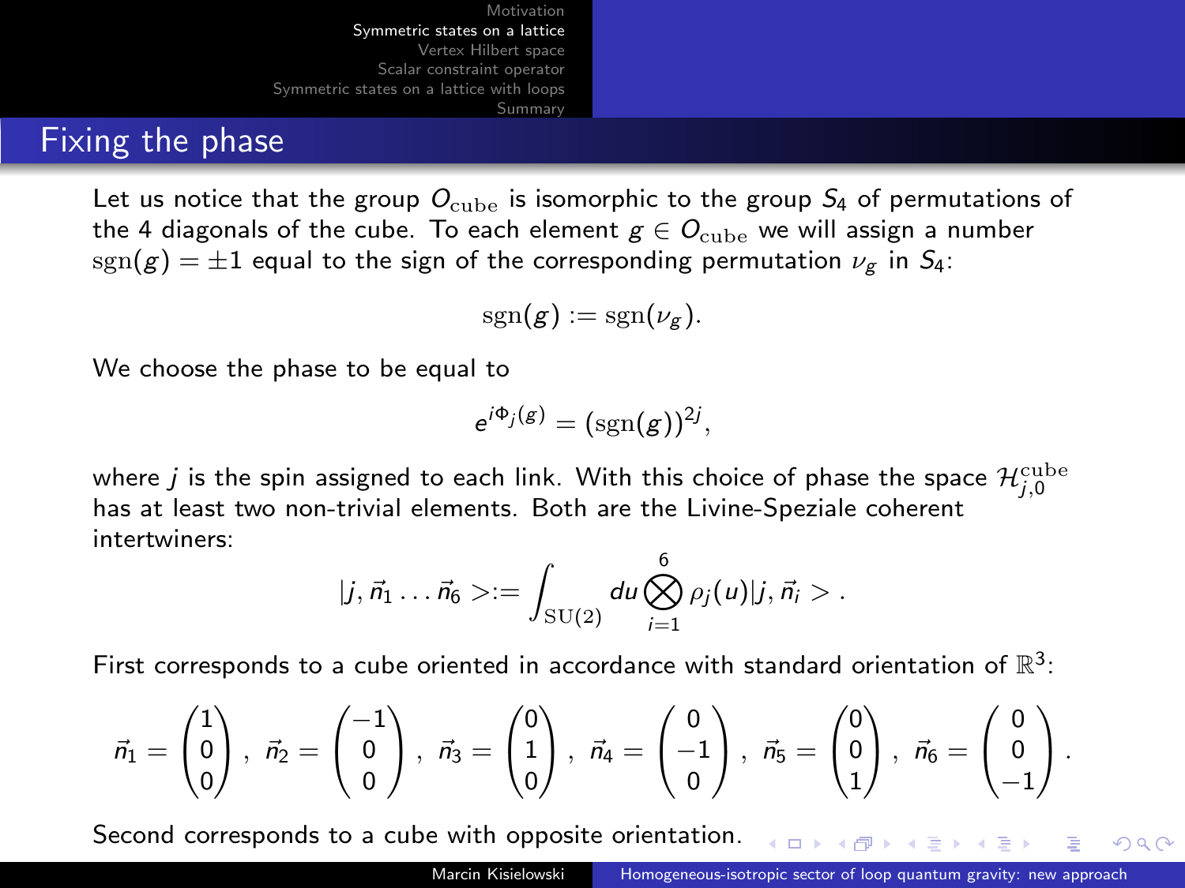## Fixing the phase

Let us notice that the group $O_{\mathrm{cube}}$ is isomorphic to the group $S_4$ of permutations of the 4 diagonals of the cube. To each element $g \in O_{\mathrm{cube}}$ we will assign a number $\mathrm{sgn}(g) = \pm 1$ equal to the sign of the corresponding permutation $\nu_g$ in $S_4$:

$$\mathrm{sgn}(g) := \mathrm{sgn}(\nu_g).$$

We choose the phase to be equal to

$$e^{i\Phi_j(g)} = (\mathrm{sgn}(g))^{2j},$$

where $j$ is the spin assigned to each link. With this choice of phase the space $\mathcal{H}^{\mathrm{cube}}_{j,0}$ has at least two non-trivial elements. Both are the Livine-Speziale coherent intertwiners:

$$|j, \vec{n}_1 \ldots \vec{n}_6 > := \int_{\mathrm{SU}(2)} du \bigotimes_{i=1}^{6} \rho_j(u)|j, \vec{n}_i > .$$

First corresponds to a cube oriented in accordance with standard orientation of $\mathbb{R}^3$:

$$\vec{n}_1 = \begin{pmatrix} 1 \\ 0 \\ 0 \end{pmatrix}, \ \vec{n}_2 = \begin{pmatrix} -1 \\ 0 \\ 0 \end{pmatrix}, \ \vec{n}_3 = \begin{pmatrix} 0 \\ 1 \\ 0 \end{pmatrix}, \ \vec{n}_4 = \begin{pmatrix} 0 \\ -1 \\ 0 \end{pmatrix}, \ \vec{n}_5 = \begin{pmatrix} 0 \\ 0 \\ 1 \end{pmatrix}, \ \vec{n}_6 = \begin{pmatrix} 0 \\ 0 \\ -1 \end{pmatrix}.$$

Second corresponds to a cube with opposite orientation.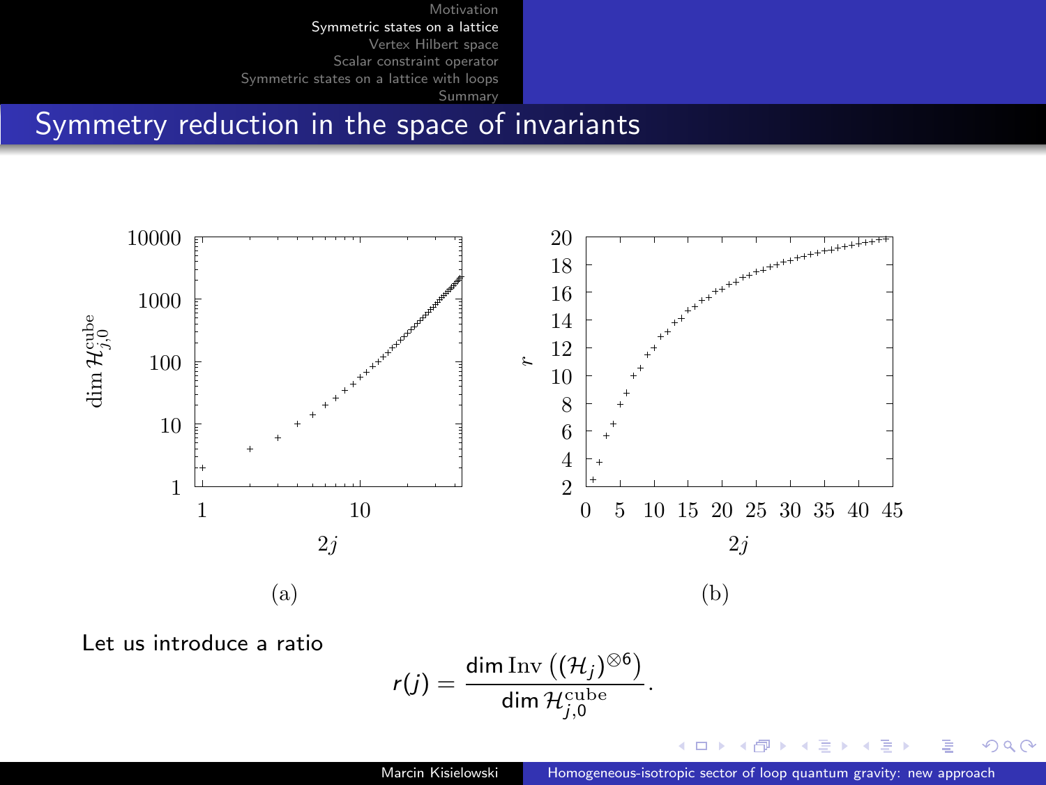## Symmetry reduction in the space of invariants

(a)

(b)

Let us introduce a ratio

$$r(j) = \frac{\dim \mathrm{Inv}\left((\mathcal{H}_j)^{\otimes 6}\right)}{\dim \mathcal{H}_{j,0}^{\mathrm{cube}}}.$$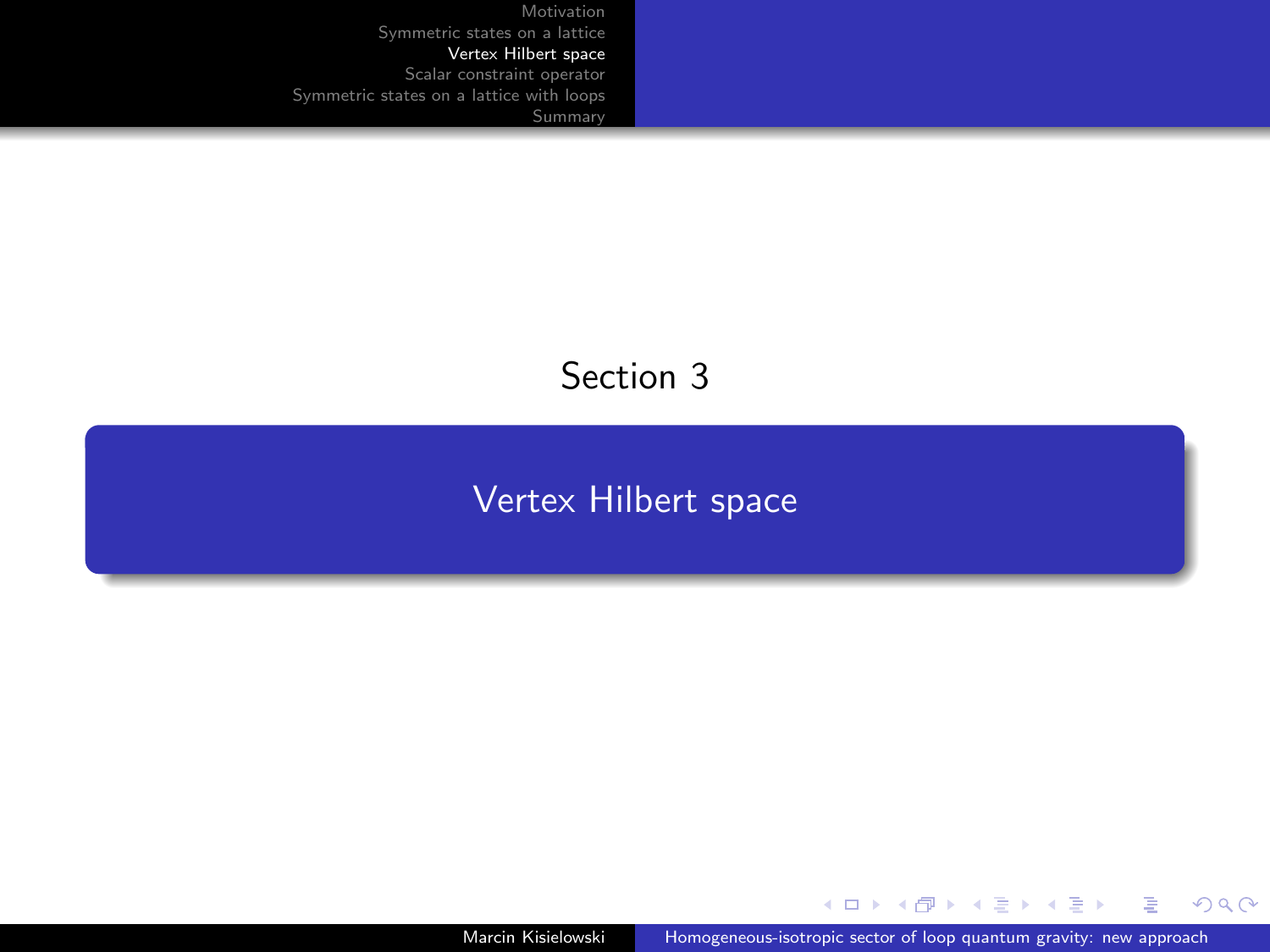Section 3

# Vertex Hilbert space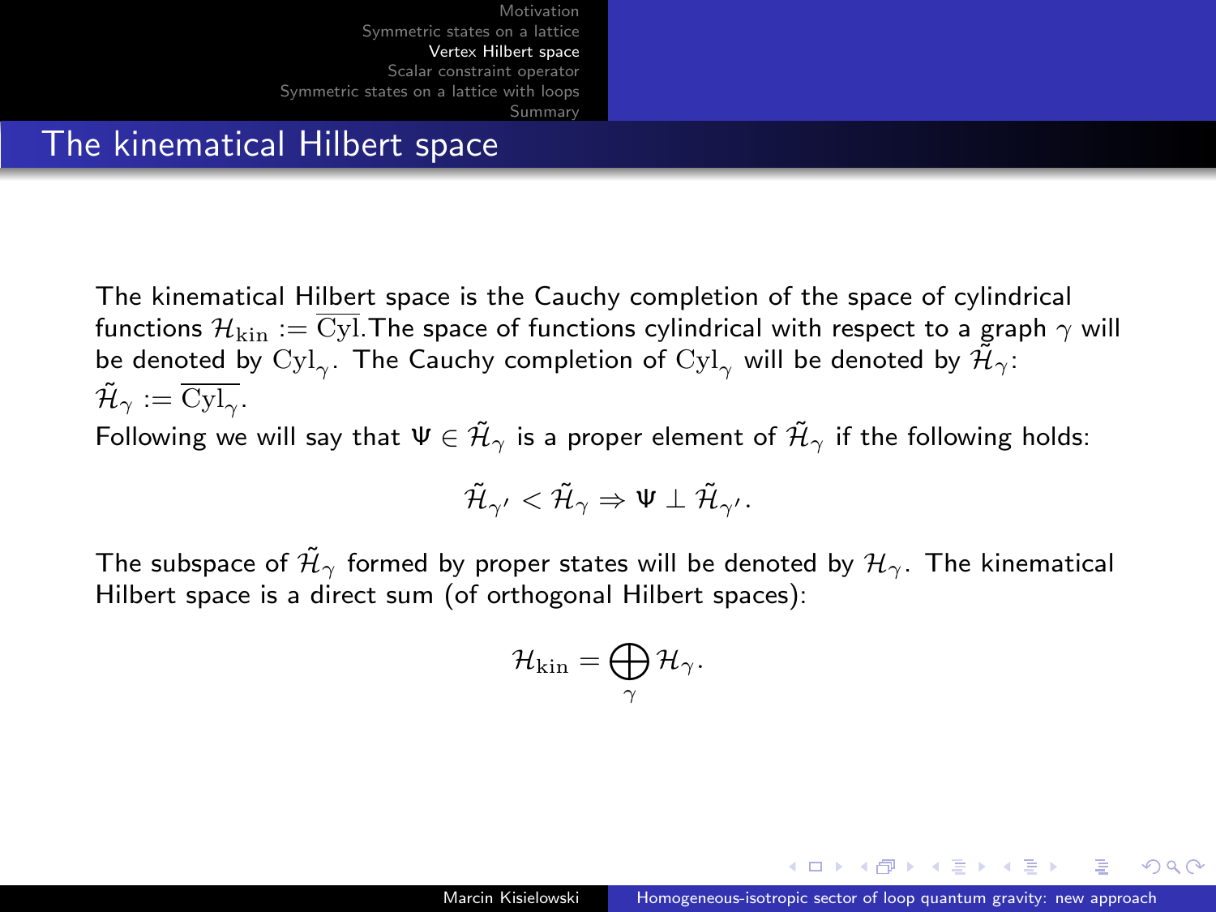# The kinematical Hilbert space

The kinematical Hilbert space is the Cauchy completion of the space of cylindrical functions $\mathcal{H}_{\rm kin} := \overline{\rm Cyl}$.The space of functions cylindrical with respect to a graph $\gamma$ will be denoted by $\mathrm{Cyl}_\gamma$. The Cauchy completion of $\mathrm{Cyl}_\gamma$ will be denoted by $\tilde{\mathcal{H}}_\gamma$: $\tilde{\mathcal{H}}_\gamma := \overline{\mathrm{Cyl}_\gamma}$.

Following we will say that $\Psi \in \tilde{\mathcal{H}}_\gamma$ is a proper element of $\tilde{\mathcal{H}}_\gamma$ if the following holds:

$$\tilde{\mathcal{H}}_{\gamma'} < \tilde{\mathcal{H}}_\gamma \Rightarrow \Psi \perp \tilde{\mathcal{H}}_{\gamma'}.$$

The subspace of $\tilde{\mathcal{H}}_\gamma$ formed by proper states will be denoted by $\mathcal{H}_\gamma$. The kinematical Hilbert space is a direct sum (of orthogonal Hilbert spaces):

$$\mathcal{H}_{\rm kin} = \bigoplus_\gamma \mathcal{H}_\gamma.$$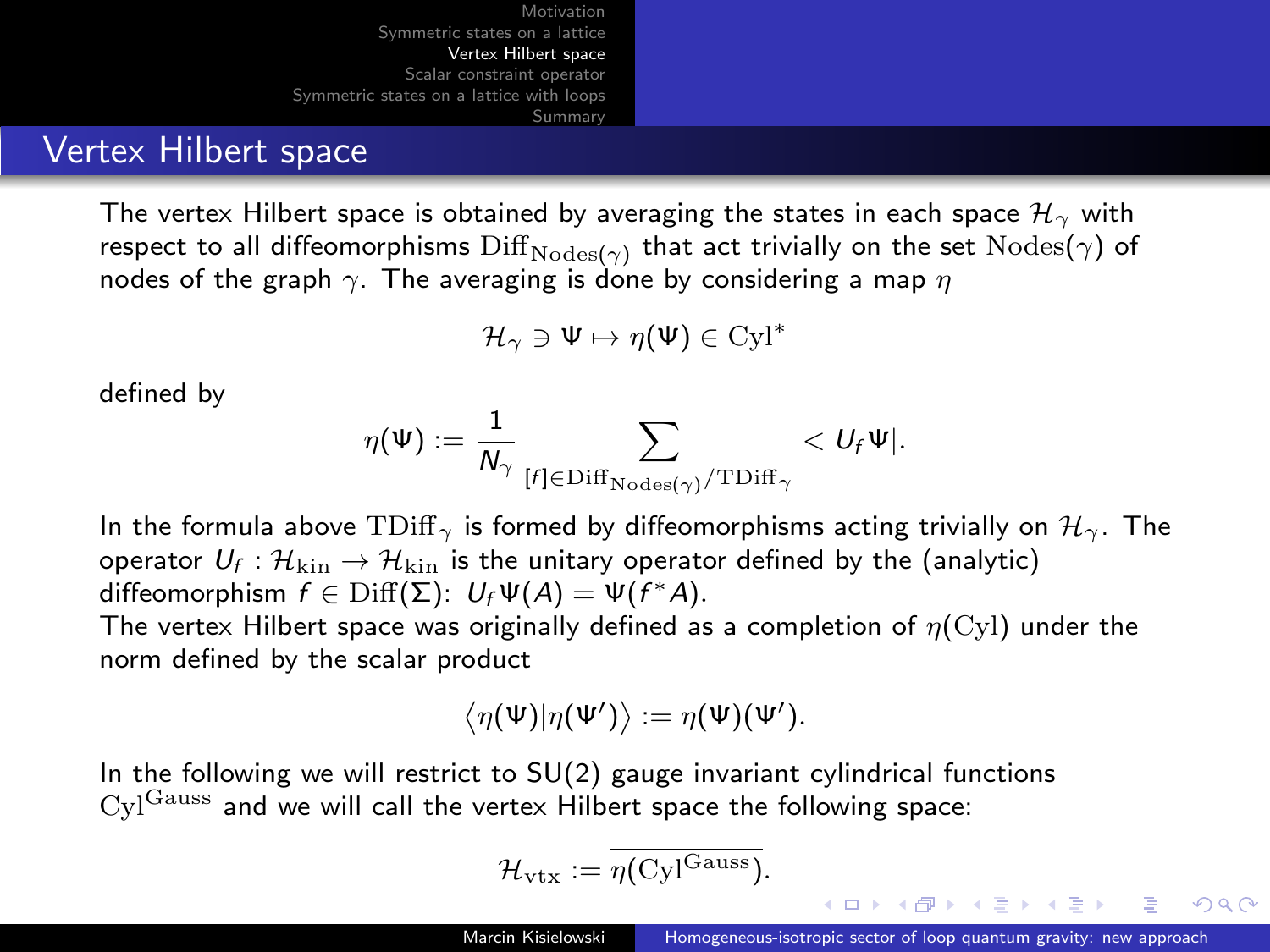# Vertex Hilbert space

The vertex Hilbert space is obtained by averaging the states in each space $\mathcal{H}_\gamma$ with respect to all diffeomorphisms $\mathrm{Diff}_{\mathrm{Nodes}(\gamma)}$ that act trivially on the set $\mathrm{Nodes}(\gamma)$ of nodes of the graph $\gamma$. The averaging is done by considering a map $\eta$

$$\mathcal{H}_\gamma \ni \Psi \mapsto \eta(\Psi) \in \mathrm{Cyl}^*$$

defined by

$$\eta(\Psi) := \frac{1}{N_\gamma} \sum_{[f]\in \mathrm{Diff}_{\mathrm{Nodes}(\gamma)}/\mathrm{TDiff}_\gamma} < U_f \Psi|.$$

In the formula above $\mathrm{TDiff}_\gamma$ is formed by diffeomorphisms acting trivially on $\mathcal{H}_\gamma$. The operator $U_f : \mathcal{H}_{\mathrm{kin}} \to \mathcal{H}_{\mathrm{kin}}$ is the unitary operator defined by the (analytic) diffeomorphism $f \in \mathrm{Diff}(\Sigma)$: $U_f \Psi(A) = \Psi(f^* A)$.

The vertex Hilbert space was originally defined as a completion of $\eta(\mathrm{Cyl})$ under the norm defined by the scalar product

$$\langle \eta(\Psi) | \eta(\Psi') \rangle := \eta(\Psi)(\Psi').$$

In the following we will restrict to SU(2) gauge invariant cylindrical functions $\mathrm{Cyl}^{\mathrm{Gauss}}$ and we will call the vertex Hilbert space the following space:

$$\mathcal{H}_{\mathrm{vtx}} := \overline{\eta(\mathrm{Cyl}^{\mathrm{Gauss}})}.$$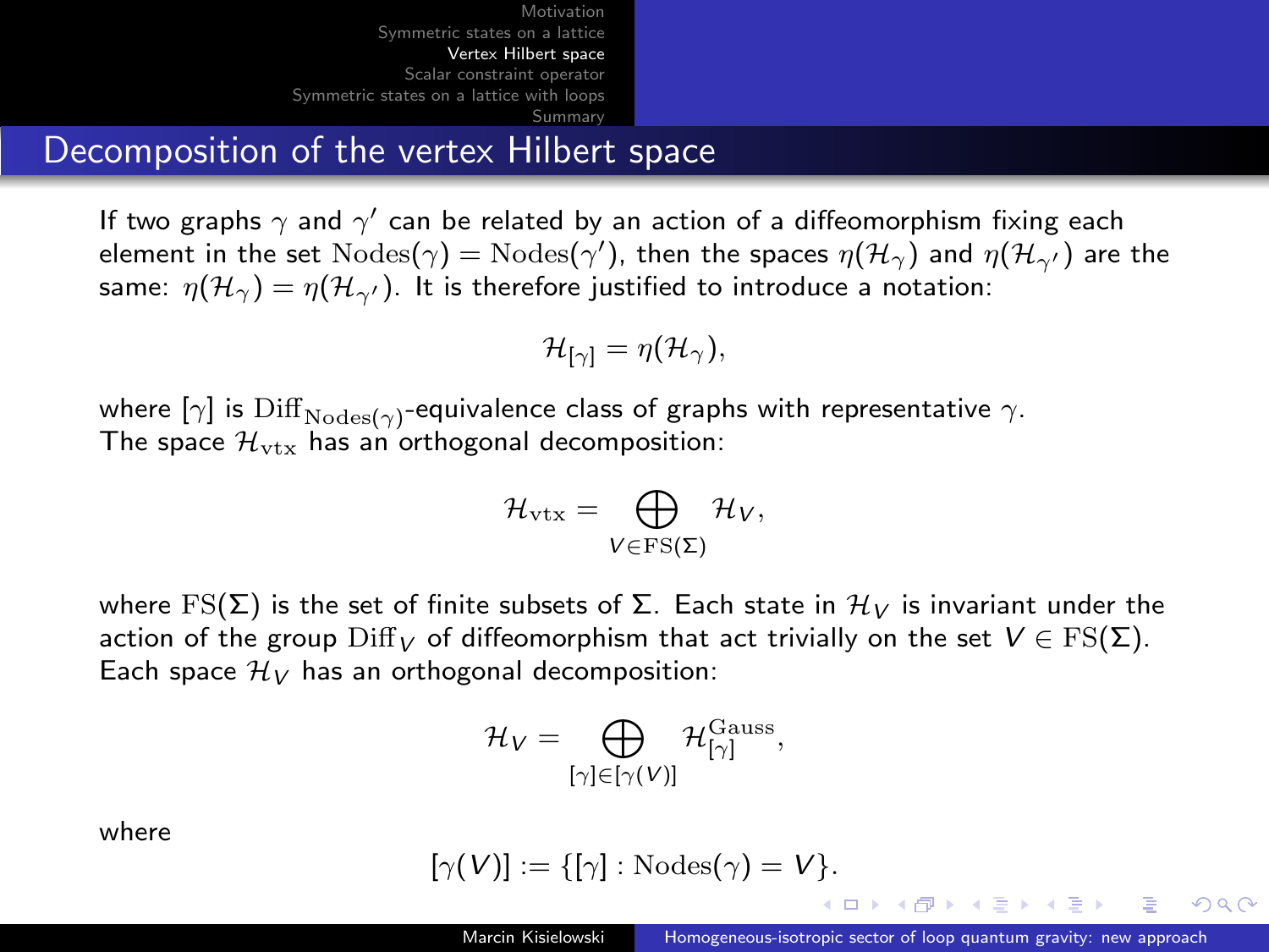## Decomposition of the vertex Hilbert space

If two graphs $\gamma$ and $\gamma'$ can be related by an action of a diffeomorphism fixing each element in the set $\mathrm{Nodes}(\gamma) = \mathrm{Nodes}(\gamma')$, then the spaces $\eta(\mathcal{H}_\gamma)$ and $\eta(\mathcal{H}_{\gamma'})$ are the same: $\eta(\mathcal{H}_\gamma) = \eta(\mathcal{H}_{\gamma'})$. It is therefore justified to introduce a notation:

$$\mathcal{H}_{[\gamma]} = \eta(\mathcal{H}_\gamma),$$

where $[\gamma]$ is $\mathrm{Diff}_{\mathrm{Nodes}(\gamma)}$-equivalence class of graphs with representative $\gamma$.
The space $\mathcal{H}_{\mathrm{vtx}}$ has an orthogonal decomposition:

$$\mathcal{H}_{\mathrm{vtx}} = \bigoplus_{V \in \mathrm{FS}(\Sigma)} \mathcal{H}_V,$$

where $\mathrm{FS}(\Sigma)$ is the set of finite subsets of $\Sigma$. Each state in $\mathcal{H}_V$ is invariant under the action of the group $\mathrm{Diff}_V$ of diffeomorphism that act trivially on the set $V \in \mathrm{FS}(\Sigma)$.
Each space $\mathcal{H}_V$ has an orthogonal decomposition:

$$\mathcal{H}_V = \bigoplus_{[\gamma] \in [\gamma(V)]} \mathcal{H}^{\mathrm{Gauss}}_{[\gamma]},$$

where

$$[\gamma(V)] := \{[\gamma] : \mathrm{Nodes}(\gamma) = V\}.$$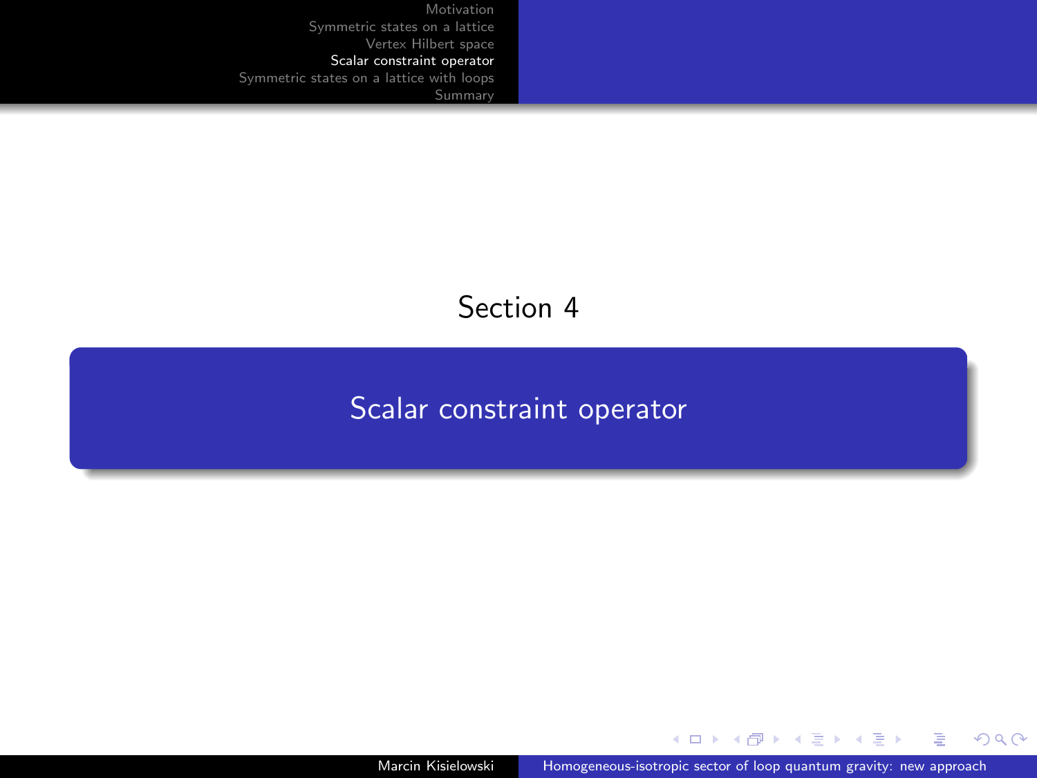Section 4

# Scalar constraint operator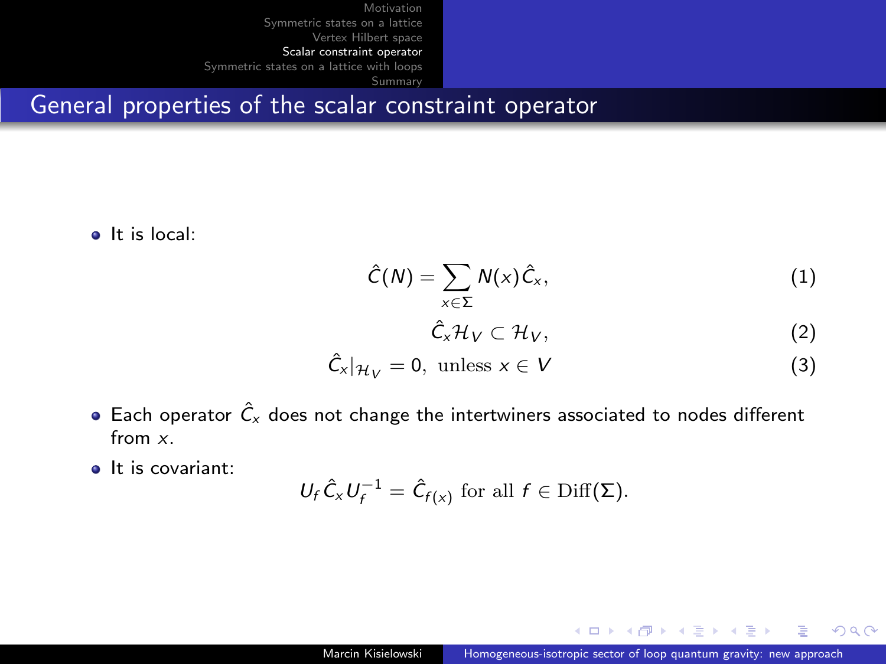## General properties of the scalar constraint operator

- It is local:

$$\hat{C}(N) = \sum_{x \in \Sigma} N(x) \hat{C}_x, \tag{1}$$

$$\hat{C}_x \mathcal{H}_V \subset \mathcal{H}_V, \tag{2}$$

$$\hat{C}_x|_{\mathcal{H}_V} = 0, \ \text{unless } x \in V \tag{3}$$

- Each operator $\hat{C}_x$ does not change the intertwiners associated to nodes different from $x$.
- It is covariant:

$$U_f \hat{C}_x U_f^{-1} = \hat{C}_{f(x)} \text{ for all } f \in \mathrm{Diff}(\Sigma).$$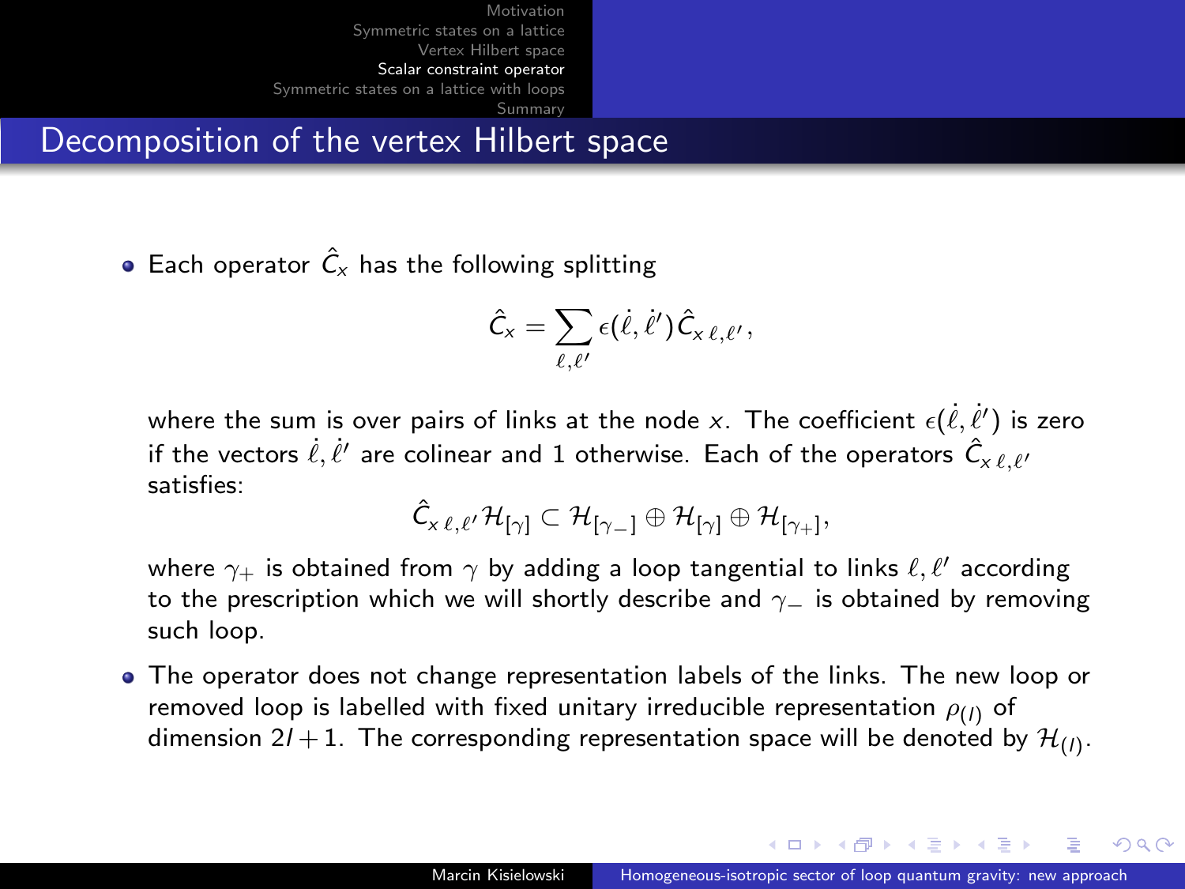## Decomposition of the vertex Hilbert space

- Each operator $\hat{C}_x$ has the following splitting

$$\hat{C}_x = \sum_{\ell,\ell'} \epsilon(\dot{\ell},\dot{\ell}')\hat{C}_{x\,\ell,\ell'},$$

  where the sum is over pairs of links at the node $x$. The coefficient $\epsilon(\dot{\ell},\dot{\ell}')$ is zero if the vectors $\dot{\ell},\dot{\ell}'$ are colinear and 1 otherwise. Each of the operators $\hat{C}_{x\,\ell,\ell'}$ satisfies:

$$\hat{C}_{x\,\ell,\ell'}\mathcal{H}_{[\gamma]} \subset \mathcal{H}_{[\gamma_-]} \oplus \mathcal{H}_{[\gamma]} \oplus \mathcal{H}_{[\gamma_+]},$$

  where $\gamma_+$ is obtained from $\gamma$ by adding a loop tangential to links $\ell,\ell'$ according to the prescription which we will shortly describe and $\gamma_-$ is obtained by removing such loop.

- The operator does not change representation labels of the links. The new loop or removed loop is labelled with fixed unitary irreducible representation $\rho_{(l)}$ of dimension $2l+1$. The corresponding representation space will be denoted by $\mathcal{H}_{(l)}$.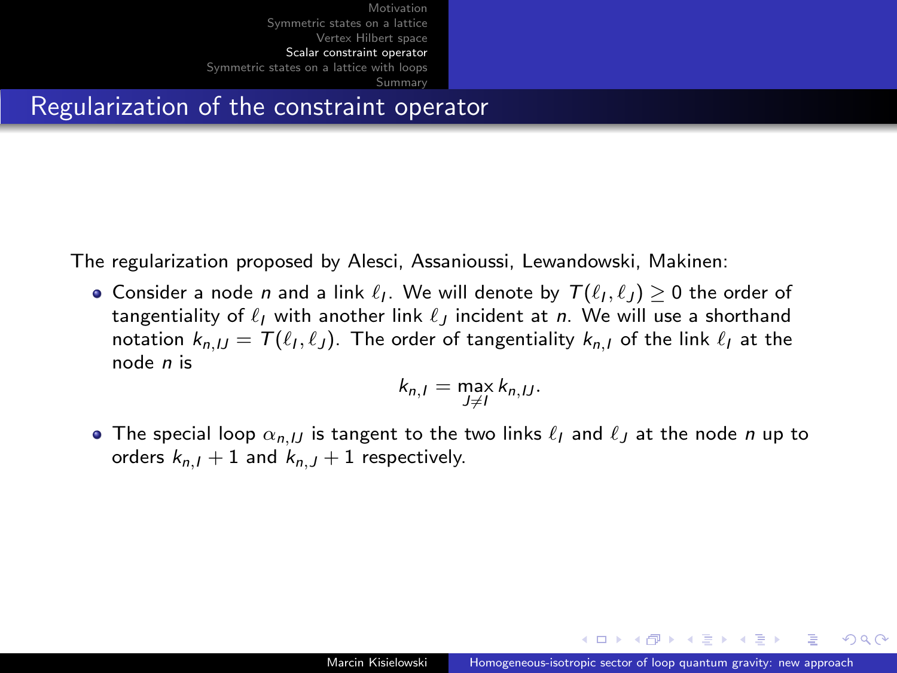# Regularization of the constraint operator

The regularization proposed by Alesci, Assanioussi, Lewandowski, Makinen:

- Consider a node $n$ and a link $\ell_I$. We will denote by $T(\ell_I, \ell_J) \geq 0$ the order of tangentiality of $\ell_I$ with another link $\ell_J$ incident at $n$. We will use a shorthand notation $k_{n,IJ} = T(\ell_I, \ell_J)$. The order of tangentiality $k_{n,I}$ of the link $\ell_I$ at the node $n$ is

$$k_{n,I} = \max_{J \neq I} k_{n,IJ}.$$

- The special loop $\alpha_{n,IJ}$ is tangent to the two links $\ell_I$ and $\ell_J$ at the node $n$ up to orders $k_{n,I} + 1$ and $k_{n,J} + 1$ respectively.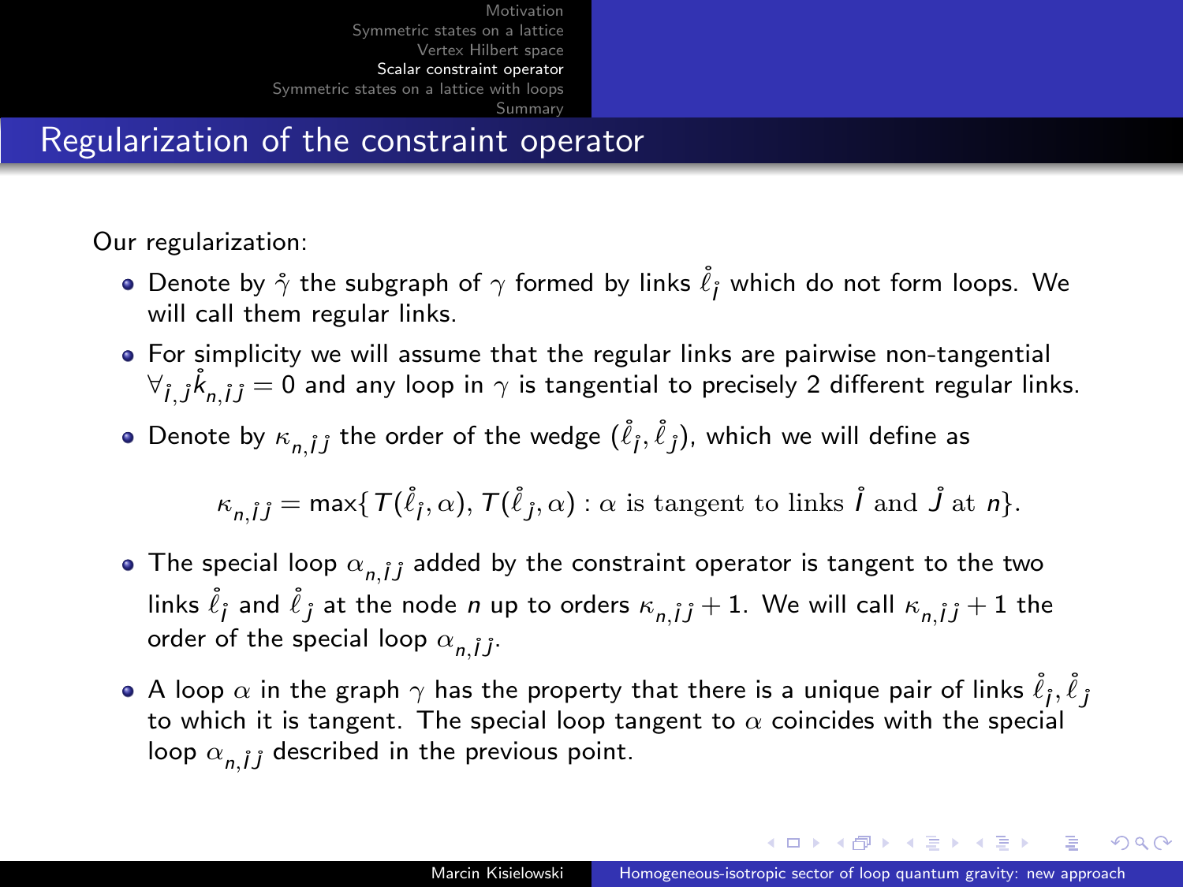## Regularization of the constraint operator

Our regularization:

- Denote by $\mathring{\gamma}$ the subgraph of $\gamma$ formed by links $\mathring{\ell}_{\mathring{I}}$ which do not form loops. We will call them regular links.
- For simplicity we will assume that the regular links are pairwise non-tangential $\forall_{\mathring{I},\mathring{J}} \mathring{k}_{n,\mathring{I}\mathring{J}} = 0$ and any loop in $\gamma$ is tangential to precisely 2 different regular links.
- Denote by $\kappa_{n,\mathring{I}\mathring{J}}$ the order of the wedge $(\mathring{\ell}_{\mathring{I}}, \mathring{\ell}_{\mathring{J}})$, which we will define as

$$\kappa_{n,\mathring{I}\mathring{J}} = \max\{T(\mathring{\ell}_{\mathring{I}}, \alpha), T(\mathring{\ell}_{\mathring{J}}, \alpha) : \alpha \text{ is tangent to links } \mathring{I} \text{ and } \mathring{J} \text{ at } n\}.$$

- The special loop $\alpha_{n,\mathring{I}\mathring{J}}$ added by the constraint operator is tangent to the two links $\mathring{\ell}_{\mathring{I}}$ and $\mathring{\ell}_{\mathring{J}}$ at the node $n$ up to orders $\kappa_{n,\mathring{I}\mathring{J}} + 1$. We will call $\kappa_{n,\mathring{I}\mathring{J}} + 1$ the order of the special loop $\alpha_{n,\mathring{I}\mathring{J}}$.
- A loop $\alpha$ in the graph $\gamma$ has the property that there is a unique pair of links $\mathring{\ell}_{\mathring{I}}, \mathring{\ell}_{\mathring{J}}$ to which it is tangent. The special loop tangent to $\alpha$ coincides with the special loop $\alpha_{n,\mathring{I}\mathring{J}}$ described in the previous point.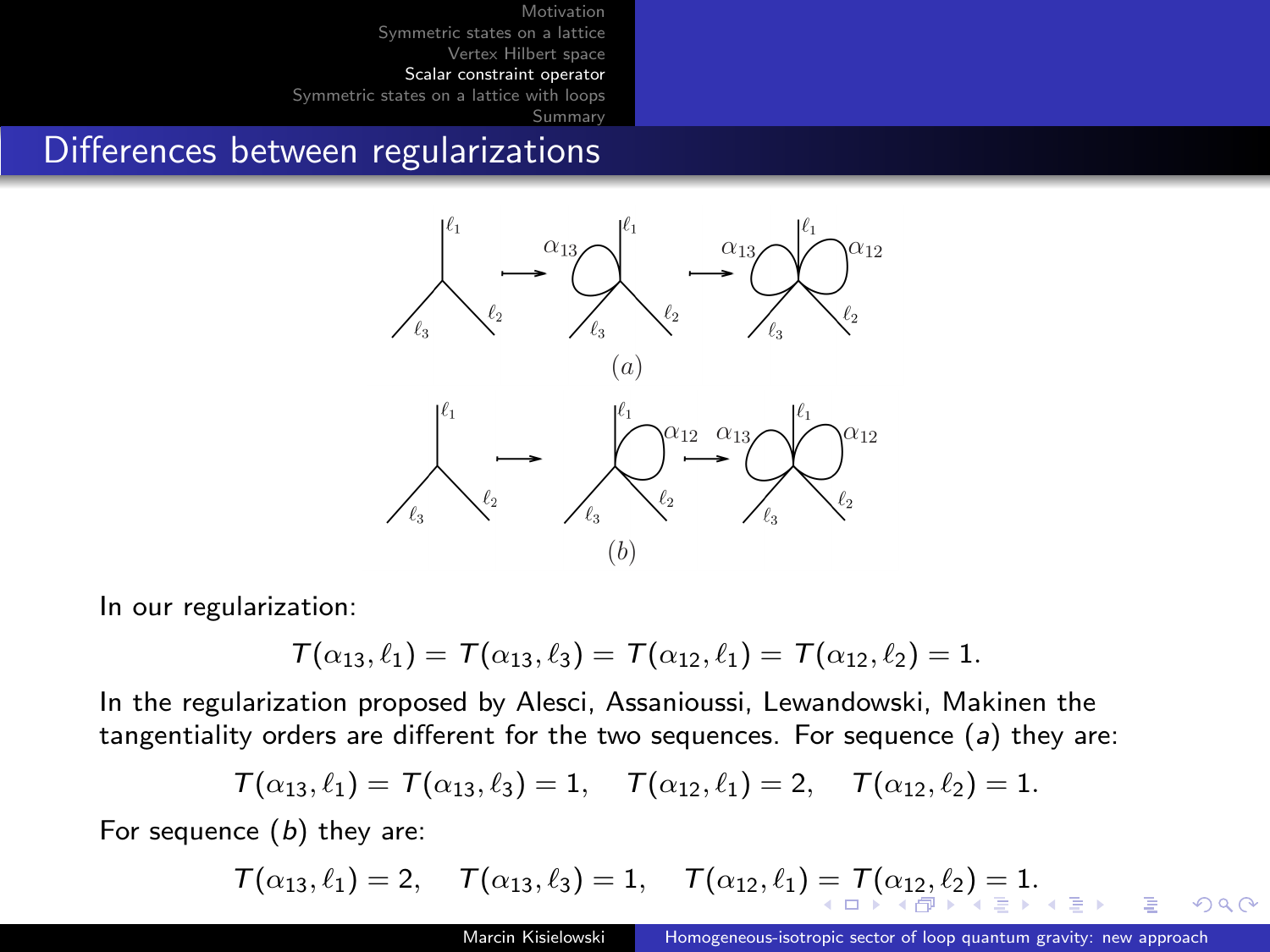## Differences between regularizations

(a)

(b)

In our regularization:

$$T(\alpha_{13}, \ell_1) = T(\alpha_{13}, \ell_3) = T(\alpha_{12}, \ell_1) = T(\alpha_{12}, \ell_2) = 1.$$

In the regularization proposed by Alesci, Assanioussi, Lewandowski, Makinen the tangentiality orders are different for the two sequences. For sequence $(a)$ they are:

$$T(\alpha_{13}, \ell_1) = T(\alpha_{13}, \ell_3) = 1, \quad T(\alpha_{12}, \ell_1) = 2, \quad T(\alpha_{12}, \ell_2) = 1.$$

For sequence $(b)$ they are:

$$T(\alpha_{13}, \ell_1) = 2, \quad T(\alpha_{13}, \ell_3) = 1, \quad T(\alpha_{12}, \ell_1) = T(\alpha_{12}, \ell_2) = 1.$$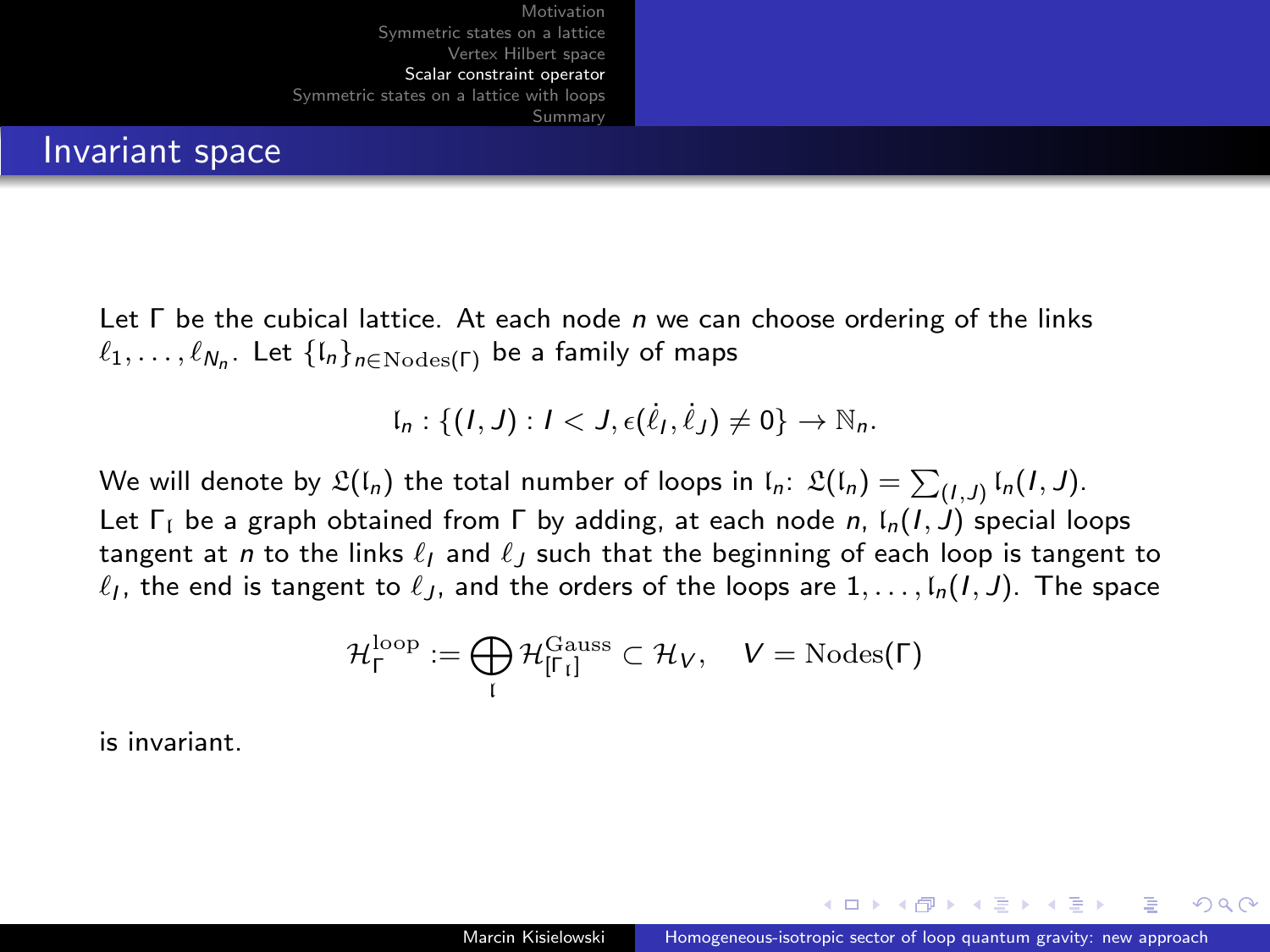# Invariant space

Let $\Gamma$ be the cubical lattice. At each node $n$ we can choose ordering of the links $\ell_1, \ldots, \ell_{N_n}$. Let $\{\mathfrak{l}_n\}_{n \in \mathrm{Nodes}(\Gamma)}$ be a family of maps

$$\mathfrak{l}_n : \{(I, J) : I < J, \epsilon(\dot{\ell}_I, \dot{\ell}_J) \neq 0\} \to \mathbb{N}_n.$$

We will denote by $\mathfrak{L}(\mathfrak{l}_n)$ the total number of loops in $\mathfrak{l}_n$: $\mathfrak{L}(\mathfrak{l}_n) = \sum_{(I,J)} \mathfrak{l}_n(I, J)$. Let $\Gamma_{\mathfrak{l}}$ be a graph obtained from $\Gamma$ by adding, at each node $n$, $\mathfrak{l}_n(I, J)$ special loops tangent at $n$ to the links $\ell_I$ and $\ell_J$ such that the beginning of each loop is tangent to $\ell_I$, the end is tangent to $\ell_J$, and the orders of the loops are $1, \ldots, \mathfrak{l}_n(I, J)$. The space

$$\mathcal{H}_\Gamma^{\mathrm{loop}} := \bigoplus_{\mathfrak{l}} \mathcal{H}^{\mathrm{Gauss}}_{[\Gamma_{\mathfrak{l}}]} \subset \mathcal{H}_V, \quad V = \mathrm{Nodes}(\Gamma)$$

is invariant.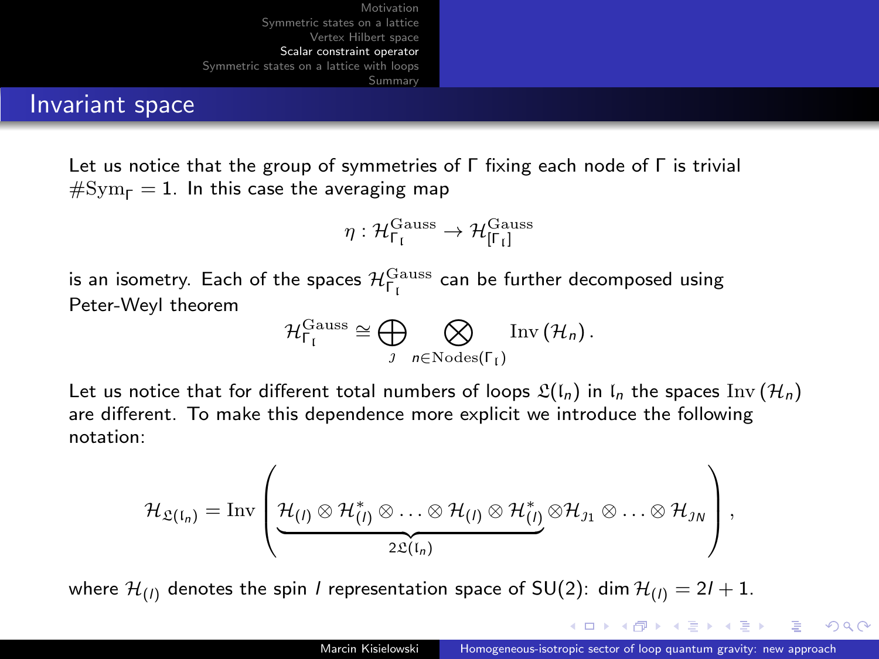## Invariant space

Let us notice that the group of symmetries of $\Gamma$ fixing each node of $\Gamma$ is trivial $\#\mathrm{Sym}_\Gamma = 1$. In this case the averaging map

$$\eta : \mathcal{H}^{\mathrm{Gauss}}_{\Gamma_{\mathfrak{l}}} \to \mathcal{H}^{\mathrm{Gauss}}_{[\Gamma_{\mathfrak{l}}]}$$

is an isometry. Each of the spaces $\mathcal{H}^{\mathrm{Gauss}}_{\Gamma_{\mathfrak{l}}}$ can be further decomposed using Peter-Weyl theorem

$$\mathcal{H}^{\mathrm{Gauss}}_{\Gamma_{\mathfrak{l}}} \cong \bigoplus_{\jmath} \bigotimes_{n \in \mathrm{Nodes}(\Gamma_{\mathfrak{l}})} \mathrm{Inv}\left(\mathcal{H}_n\right).$$

Let us notice that for different total numbers of loops $\mathfrak{L}(\mathfrak{l}_n)$ in $\mathfrak{l}_n$ the spaces $\mathrm{Inv}\left(\mathcal{H}_n\right)$ are different. To make this dependence more explicit we introduce the following notation:

$$\mathcal{H}_{\mathfrak{L}(\mathfrak{l}_n)} = \mathrm{Inv}\left( \underbrace{\mathcal{H}_{(l)} \otimes \mathcal{H}^*_{(l)} \otimes \ldots \otimes \mathcal{H}_{(l)} \otimes \mathcal{H}^*_{(l)}}_{2\mathfrak{L}(\mathfrak{l}_n)} \otimes \mathcal{H}_{\jmath 1} \otimes \ldots \otimes \mathcal{H}_{\jmath N} \right),$$

where $\mathcal{H}_{(l)}$ denotes the spin $l$ representation space of SU(2): $\dim \mathcal{H}_{(l)} = 2l + 1$.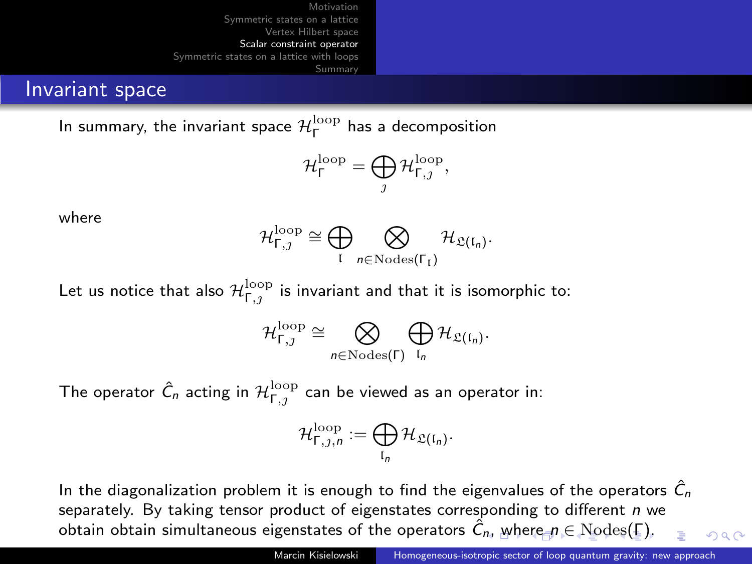## Invariant space

In summary, the invariant space $\mathcal{H}_{\Gamma}^{\rm loop}$ has a decomposition

$$\mathcal{H}_{\Gamma}^{\rm loop} = \bigoplus_{\jmath} \mathcal{H}_{\Gamma,\jmath}^{\rm loop},$$

where

$$\mathcal{H}_{\Gamma,\jmath}^{\rm loop} \cong \bigoplus_{\mathfrak{l}} \bigotimes_{n \in {\rm Nodes}(\Gamma_{\mathfrak{l}})} \mathcal{H}_{\mathfrak{L}(\mathfrak{l}_n)}.$$

Let us notice that also $\mathcal{H}_{\Gamma,\jmath}^{\rm loop}$ is invariant and that it is isomorphic to:

$$\mathcal{H}_{\Gamma,\jmath}^{\rm loop} \cong \bigotimes_{n \in {\rm Nodes}(\Gamma)} \bigoplus_{\mathfrak{l}_n} \mathcal{H}_{\mathfrak{L}(\mathfrak{l}_n)}.$$

The operator $\hat{C}_n$ acting in $\mathcal{H}_{\Gamma,\jmath}^{\rm loop}$ can be viewed as an operator in:

$$\mathcal{H}_{\Gamma,\jmath,n}^{\rm loop} := \bigoplus_{\mathfrak{l}_n} \mathcal{H}_{\mathfrak{L}(\mathfrak{l}_n)}.$$

In the diagonalization problem it is enough to find the eigenvalues of the operators $\hat{C}_n$ separately. By taking tensor product of eigenstates corresponding to different $n$ we obtain obtain simultaneous eigenstates of the operators $\hat{C}_n$, where $n \in {\rm Nodes}(\Gamma)$.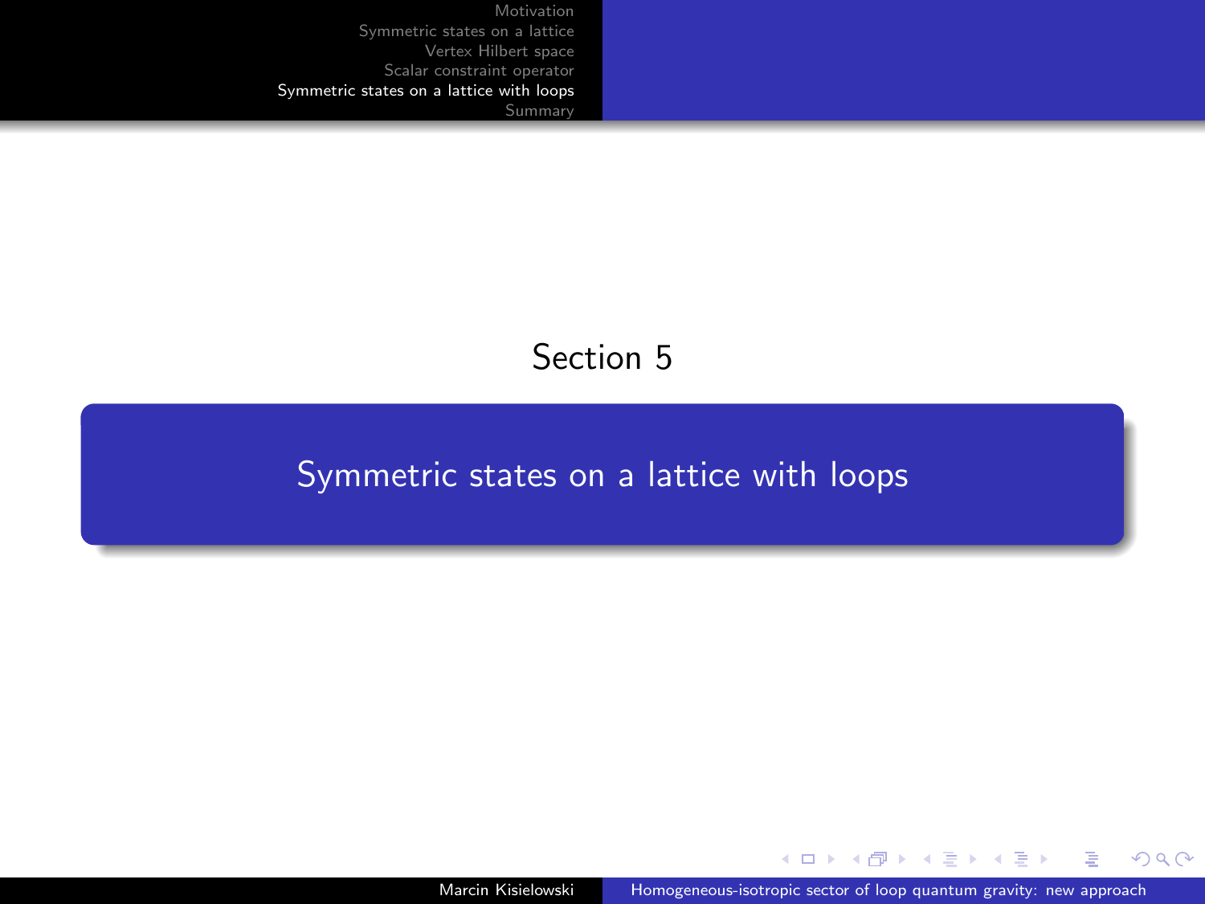Section 5

# Symmetric states on a lattice with loops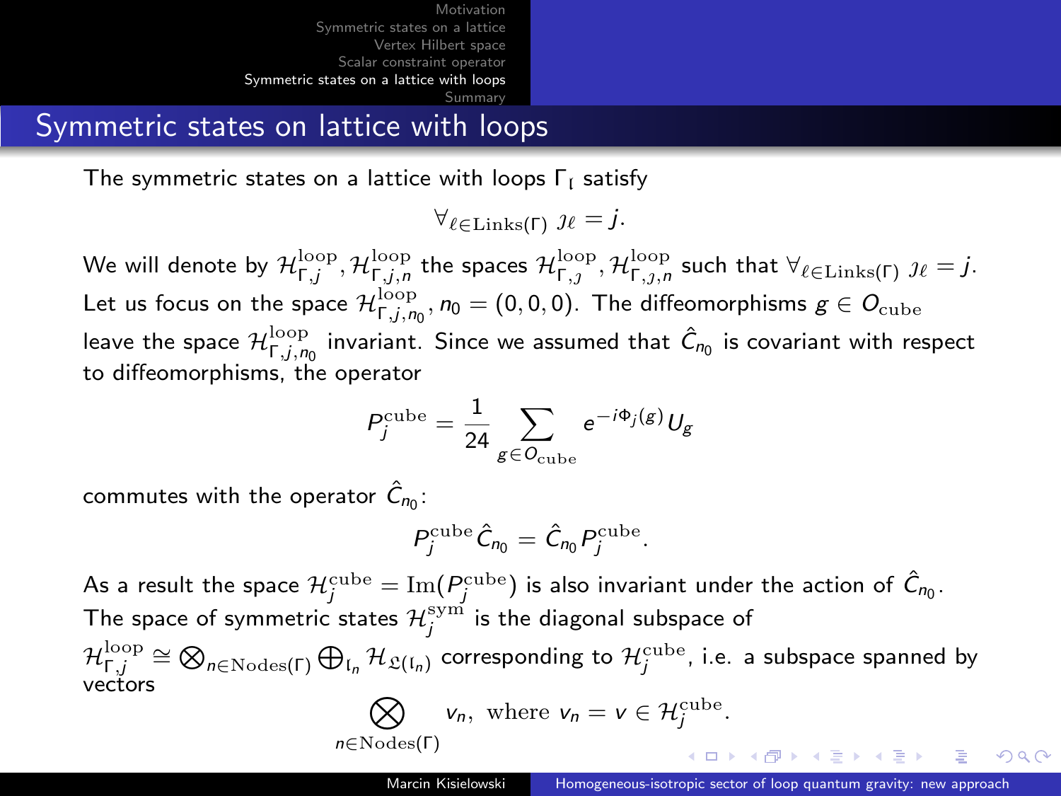## Symmetric states on lattice with loops

The symmetric states on a lattice with loops $\Gamma_{\mathfrak{l}}$ satisfy

$$\forall_{\ell \in \mathrm{Links}(\Gamma)} \ \jmath_\ell = j.$$

We will denote by $\mathcal{H}^{\mathrm{loop}}_{\Gamma,j}, \mathcal{H}^{\mathrm{loop}}_{\Gamma,j,n}$ the spaces $\mathcal{H}^{\mathrm{loop}}_{\Gamma,\jmath}, \mathcal{H}^{\mathrm{loop}}_{\Gamma,\jmath,n}$ such that $\forall_{\ell \in \mathrm{Links}(\Gamma)} \ \jmath_\ell = j$. Let us focus on the space $\mathcal{H}^{\mathrm{loop}}_{\Gamma,j,n_0}$, $n_0 = (0,0,0)$. The diffeomorphisms $g \in O_{\mathrm{cube}}$ leave the space $\mathcal{H}^{\mathrm{loop}}_{\Gamma,j,n_0}$ invariant. Since we assumed that $\hat{C}_{n_0}$ is covariant with respect to diffeomorphisms, the operator

$$P^{\mathrm{cube}}_j = \frac{1}{24} \sum_{g \in O_{\mathrm{cube}}} e^{-i\Phi_j(g)} U_g$$

commutes with the operator $\hat{C}_{n_0}$:

$$P^{\mathrm{cube}}_j \hat{C}_{n_0} = \hat{C}_{n_0} P^{\mathrm{cube}}_j.$$

As a result the space $\mathcal{H}^{\mathrm{cube}}_j = \mathrm{Im}(P^{\mathrm{cube}}_j)$ is also invariant under the action of $\hat{C}_{n_0}$. The space of symmetric states $\mathcal{H}^{\mathrm{sym}}_j$ is the diagonal subspace of $\mathcal{H}^{\mathrm{loop}}_{\Gamma,j} \cong \bigotimes_{n \in \mathrm{Nodes}(\Gamma)} \bigoplus_{\mathfrak{l}_n} \mathcal{H}_{\mathfrak{L}(\mathfrak{l}_n)}$ corresponding to $\mathcal{H}^{\mathrm{cube}}_j$, i.e. a subspace spanned by vectors

$$\bigotimes_{n \in \mathrm{Nodes}(\Gamma)} v_n, \ \text{ where } v_n = v \in \mathcal{H}^{\mathrm{cube}}_j.$$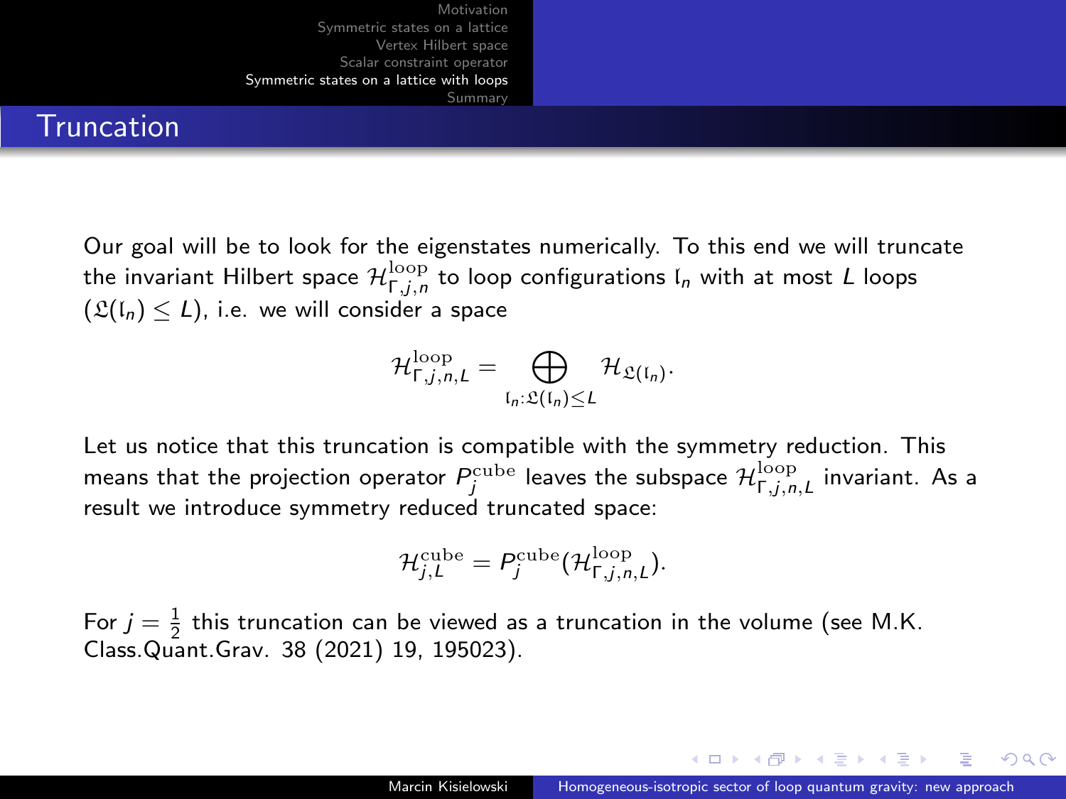# Truncation

Our goal will be to look for the eigenstates numerically. To this end we will truncate the invariant Hilbert space $\mathcal{H}^{\mathrm{loop}}_{\Gamma,j,n}$ to loop configurations $\mathfrak{l}_n$ with at most $L$ loops ($\mathfrak{L}(\mathfrak{l}_n) \leq L$), i.e. we will consider a space

$$\mathcal{H}^{\mathrm{loop}}_{\Gamma,j,n,L} = \bigoplus_{\mathfrak{l}_n : \mathfrak{L}(\mathfrak{l}_n) \leq L} \mathcal{H}_{\mathfrak{L}(\mathfrak{l}_n)}.$$

Let us notice that this truncation is compatible with the symmetry reduction. This means that the projection operator $P^{\mathrm{cube}}_j$ leaves the subspace $\mathcal{H}^{\mathrm{loop}}_{\Gamma,j,n,L}$ invariant. As a result we introduce symmetry reduced truncated space:

$$\mathcal{H}^{\mathrm{cube}}_{j,L} = P^{\mathrm{cube}}_j(\mathcal{H}^{\mathrm{loop}}_{\Gamma,j,n,L}).$$

For $j = \frac{1}{2}$ this truncation can be viewed as a truncation in the volume (see M.K. Class.Quant.Grav. 38 (2021) 19, 195023).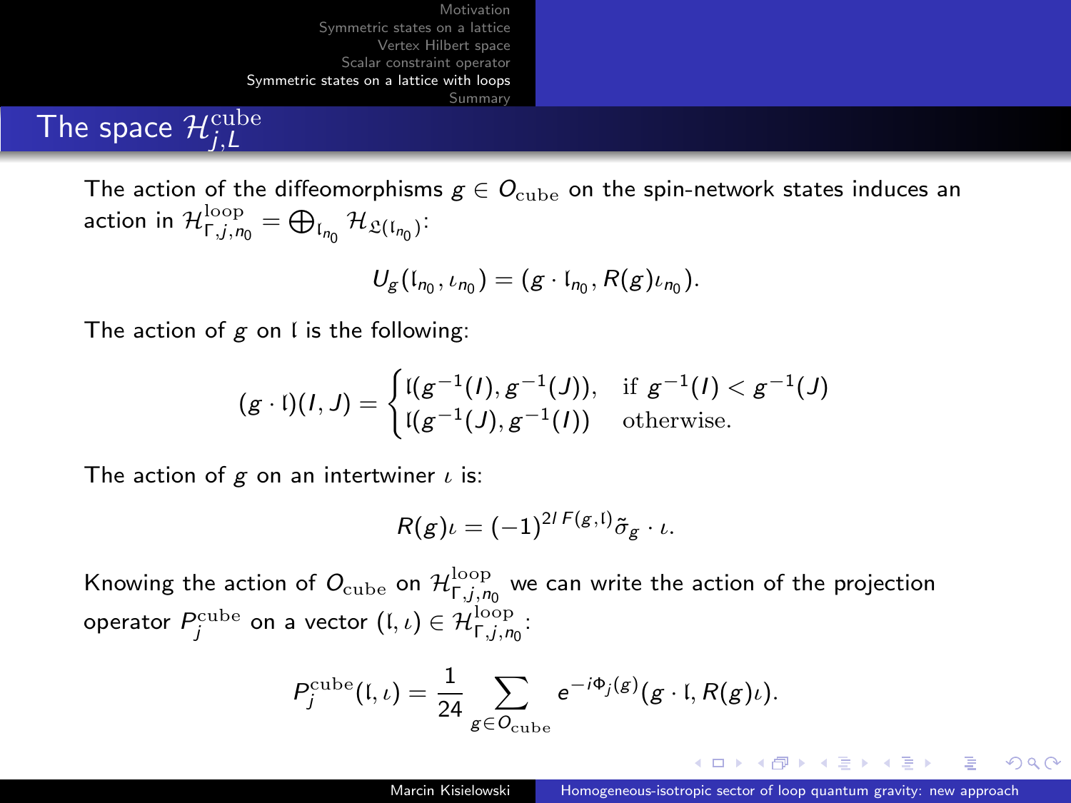## The space $\mathcal{H}^{\mathrm{cube}}_{j,L}$

The action of the diffeomorphisms $g \in O_{\mathrm{cube}}$ on the spin-network states induces an action in $\mathcal{H}^{\mathrm{loop}}_{\Gamma,j,n_0} = \bigoplus_{\mathfrak{l}_{n_0}} \mathcal{H}_{\mathfrak{L}(\mathfrak{l}_{n_0})}$:

$$U_g(\mathfrak{l}_{n_0}, \iota_{n_0}) = (g \cdot \mathfrak{l}_{n_0}, R(g)\iota_{n_0}).$$

The action of $g$ on $\mathfrak{l}$ is the following:

$$(g \cdot \mathfrak{l})(I, J) = \begin{cases} \mathfrak{l}(g^{-1}(I), g^{-1}(J)), & \text{if } g^{-1}(I) < g^{-1}(J) \\ \mathfrak{l}(g^{-1}(J), g^{-1}(I)) & \text{otherwise.} \end{cases}$$

The action of $g$ on an intertwiner $\iota$ is:

$$R(g)\iota = (-1)^{2l\,F(g,\mathfrak{l})} \tilde{\sigma}_g \cdot \iota.$$

Knowing the action of $O_{\mathrm{cube}}$ on $\mathcal{H}^{\mathrm{loop}}_{\Gamma,j,n_0}$ we can write the action of the projection operator $P^{\mathrm{cube}}_j$ on a vector $(\mathfrak{l}, \iota) \in \mathcal{H}^{\mathrm{loop}}_{\Gamma,j,n_0}$:

$$P^{\mathrm{cube}}_j(\mathfrak{l}, \iota) = \frac{1}{24} \sum_{g \in O_{\mathrm{cube}}} e^{-i\Phi_j(g)} (g \cdot \mathfrak{l}, R(g)\iota).$$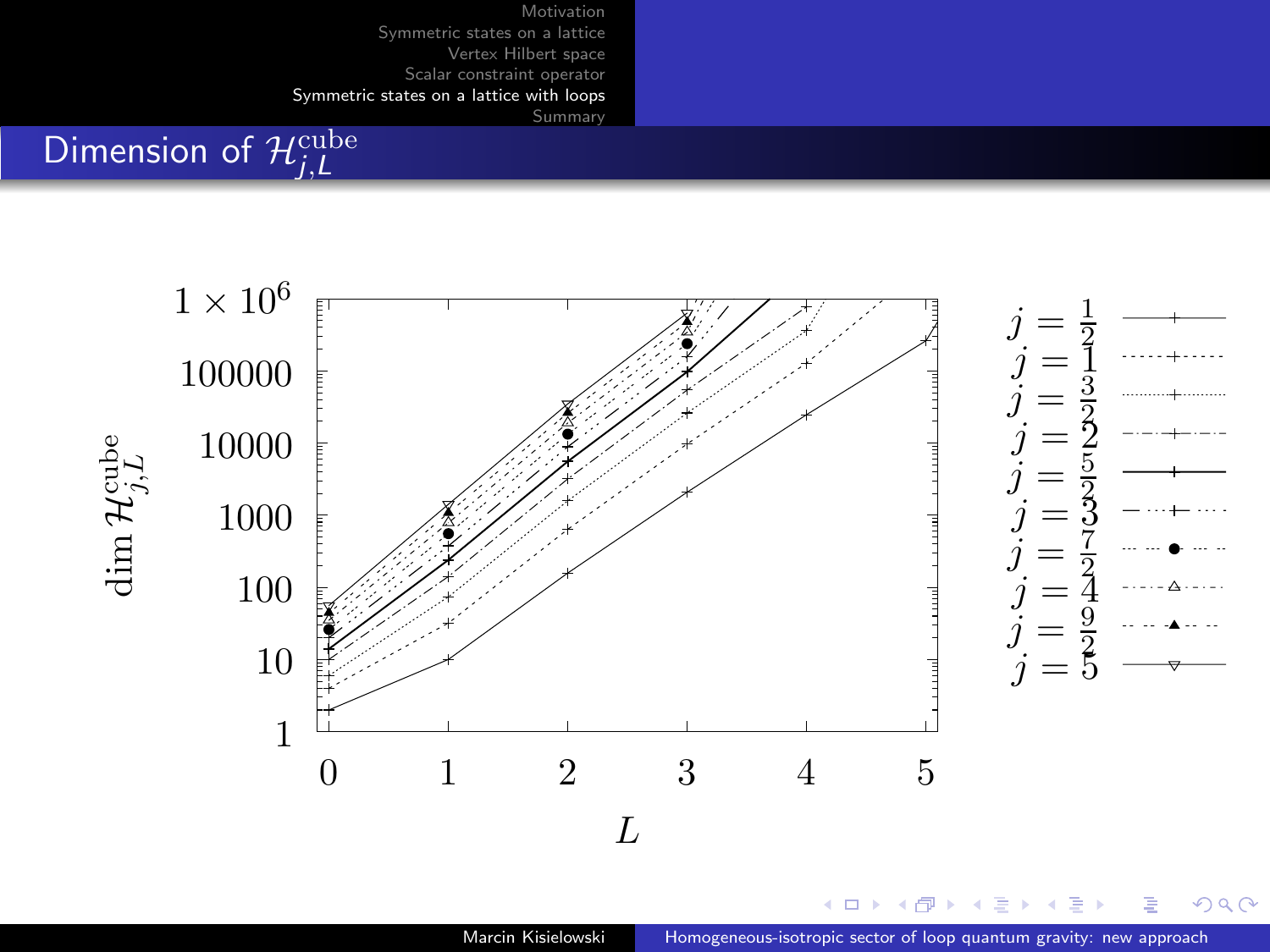## Dimension of $\mathcal{H}_{j,L}^{\mathrm{cube}}$

$\dim \mathcal{H}_{j,L}^{\mathrm{cube}}$

$1 \times 10^6$, 100000, 10000, 1000, 100, 10, 1

0, 1, 2, 3, 4, 5

$L$

$j = \frac{1}{2}$

$j = 1$

$j = \frac{3}{2}$

$j = 2$

$j = \frac{5}{2}$

$j = 3$

$j = \frac{7}{2}$

$j = 4$

$j = \frac{9}{2}$

$j = 5$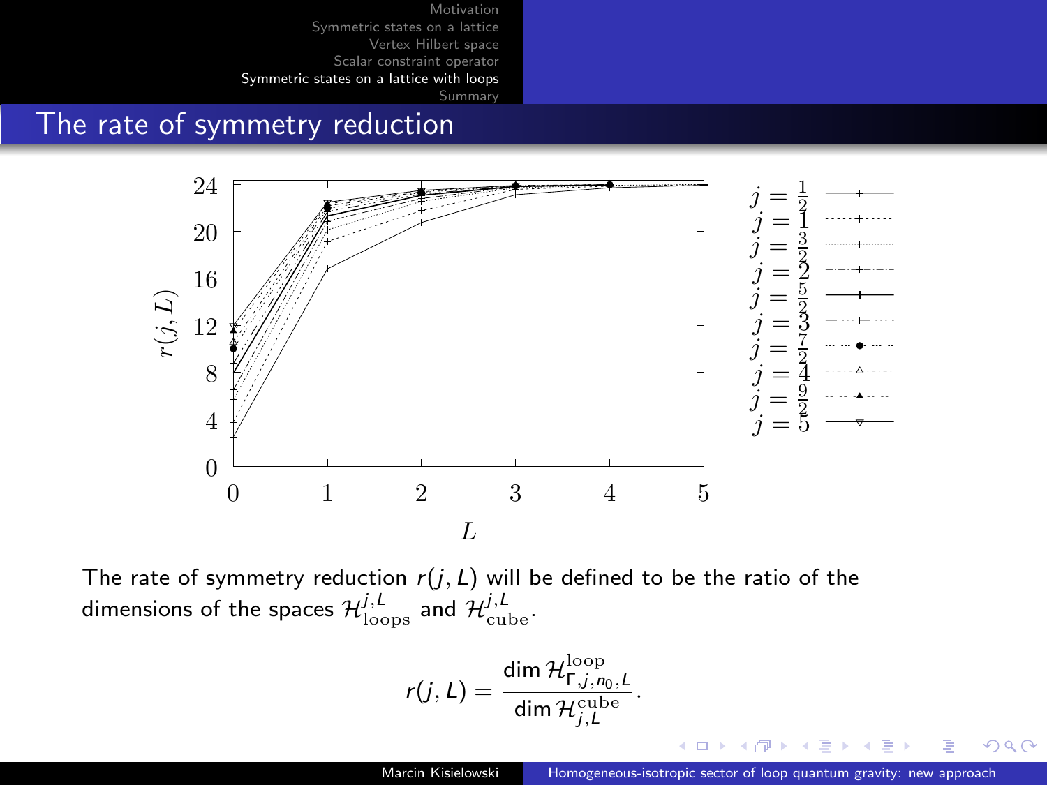## The rate of symmetry reduction

The rate of symmetry reduction $r(j, L)$ will be defined to be the ratio of the dimensions of the spaces $\mathcal{H}^{j,L}_{\text{loops}}$ and $\mathcal{H}^{j,L}_{\text{cube}}$.

$$r(j, L) = \frac{\dim \mathcal{H}^{\text{loop}}_{\Gamma,j,n_0,L}}{\dim \mathcal{H}^{\text{cube}}_{j,L}}.$$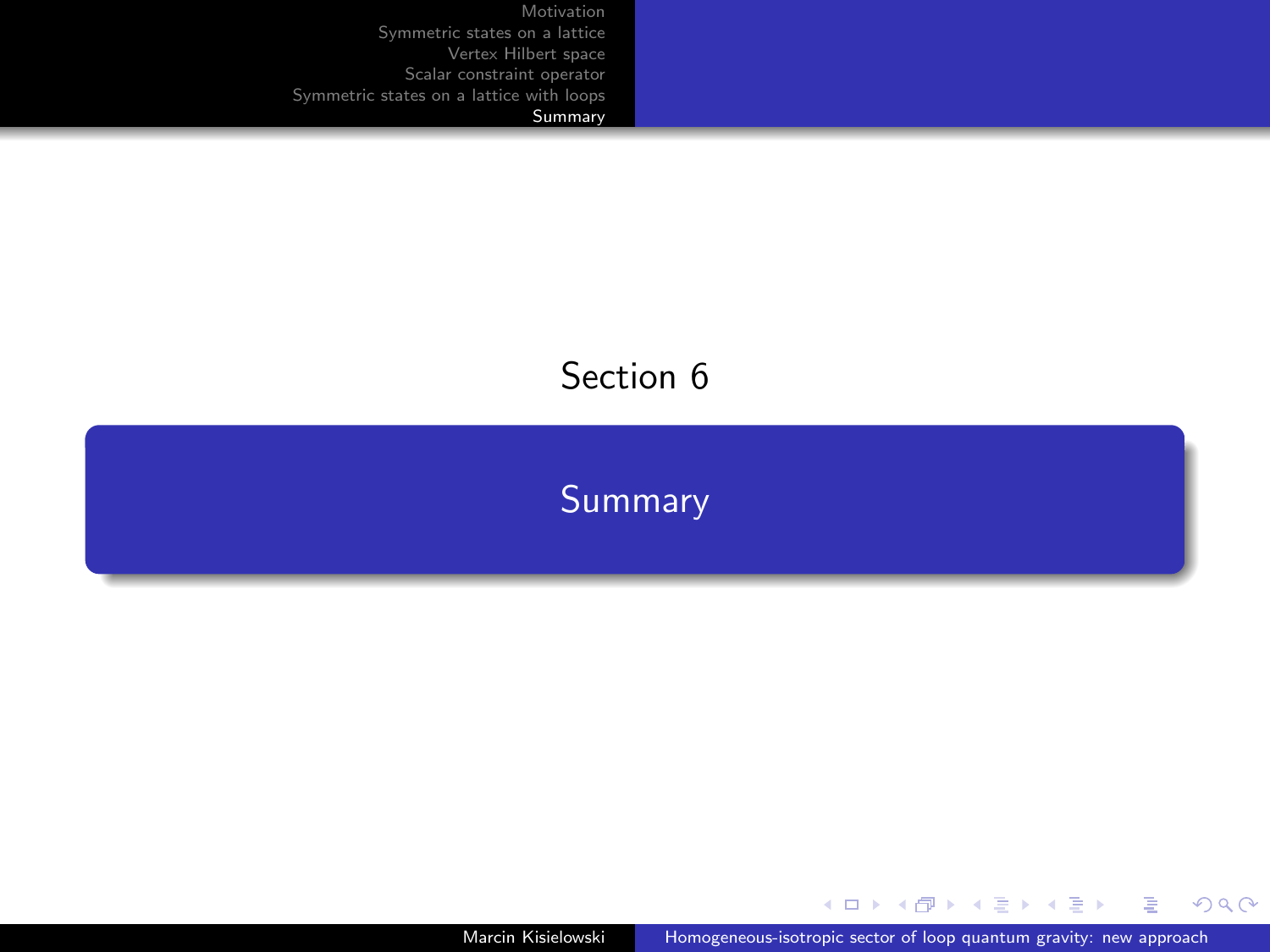Section 6

# Summary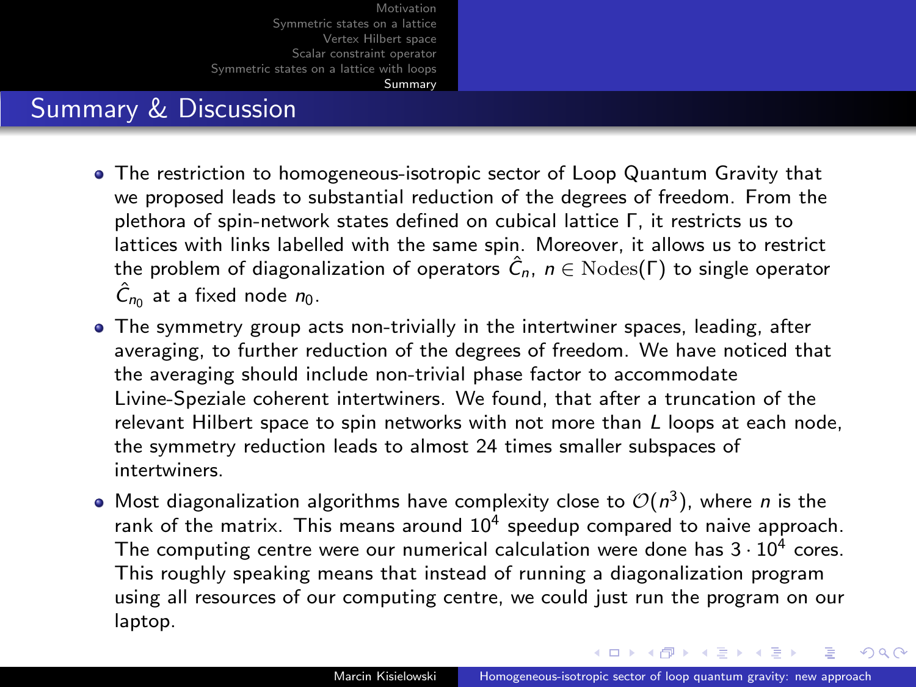# Summary & Discussion

- The restriction to homogeneous-isotropic sector of Loop Quantum Gravity that we proposed leads to substantial reduction of the degrees of freedom. From the plethora of spin-network states defined on cubical lattice $\Gamma$, it restricts us to lattices with links labelled with the same spin. Moreover, it allows us to restrict the problem of diagonalization of operators $\hat{C}_n$, $n \in \mathrm{Nodes}(\Gamma)$ to single operator $\hat{C}_{n_0}$ at a fixed node $n_0$.
- The symmetry group acts non-trivially in the intertwiner spaces, leading, after averaging, to further reduction of the degrees of freedom. We have noticed that the averaging should include non-trivial phase factor to accommodate Livine-Speziale coherent intertwiners. We found, that after a truncation of the relevant Hilbert space to spin networks with not more than $L$ loops at each node, the symmetry reduction leads to almost 24 times smaller subspaces of intertwiners.
- Most diagonalization algorithms have complexity close to $\mathcal{O}(n^3)$, where $n$ is the rank of the matrix. This means around $10^4$ speedup compared to naive approach. The computing centre were our numerical calculation were done has $3 \cdot 10^4$ cores. This roughly speaking means that instead of running a diagonalization program using all resources of our computing centre, we could just run the program on our laptop.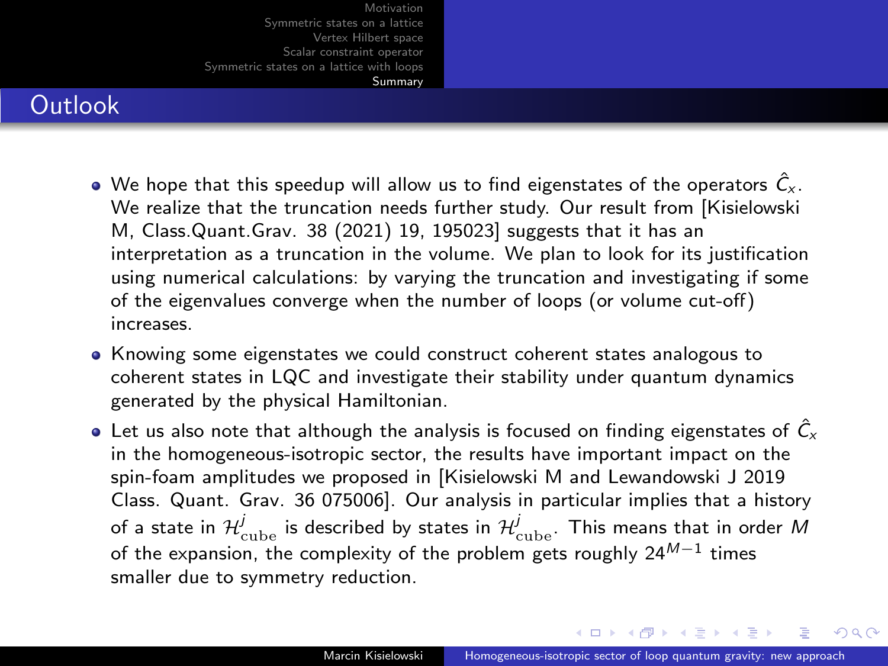## Outlook

- We hope that this speedup will allow us to find eigenstates of the operators $\hat{C}_x$. We realize that the truncation needs further study. Our result from [Kisielowski M, Class.Quant.Grav. 38 (2021) 19, 195023] suggests that it has an interpretation as a truncation in the volume. We plan to look for its justification using numerical calculations: by varying the truncation and investigating if some of the eigenvalues converge when the number of loops (or volume cut-off) increases.
- Knowing some eigenstates we could construct coherent states analogous to coherent states in LQC and investigate their stability under quantum dynamics generated by the physical Hamiltonian.
- Let us also note that although the analysis is focused on finding eigenstates of $\hat{C}_x$ in the homogeneous-isotropic sector, the results have important impact on the spin-foam amplitudes we proposed in [Kisielowski M and Lewandowski J 2019 Class. Quant. Grav. 36 075006]. Our analysis in particular implies that a history of a state in $\mathcal{H}^j_{\mathrm{cube}}$ is described by states in $\mathcal{H}^j_{\mathrm{cube}}$. This means that in order $M$ of the expansion, the complexity of the problem gets roughly $24^{M-1}$ times smaller due to symmetry reduction.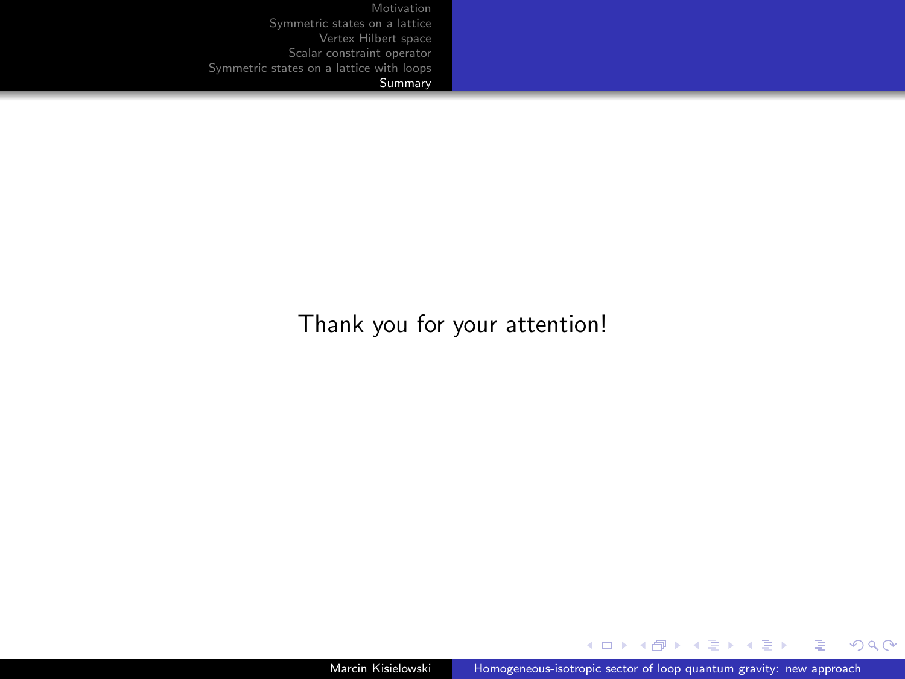Thank you for your attention!